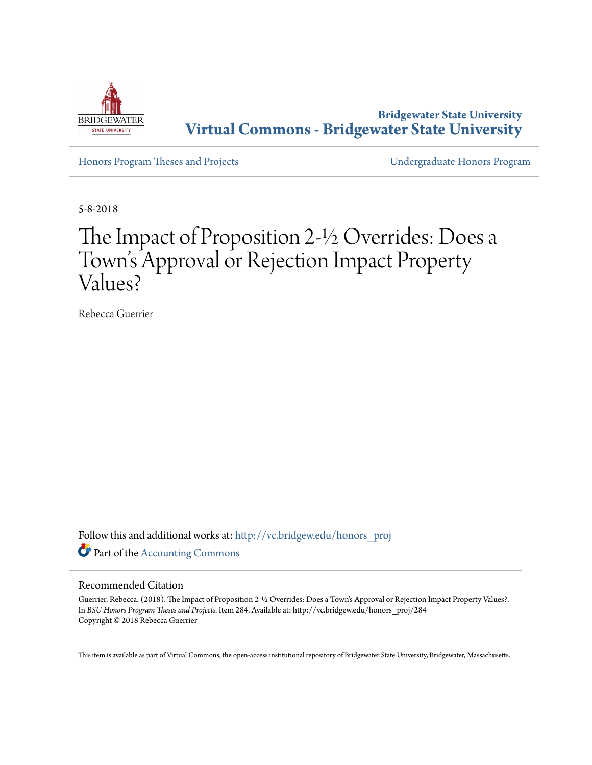Bridgewater State University
**Virtual Commons - Bridgewater State University**

Honors Program Theses and Projects | Undergraduate Honors Program

5-8-2018

# The Impact of Proposition 2-½ Overrides: Does a Town's Approval or Rejection Impact Property Values?

Rebecca Guerrier

Follow this and additional works at: http://vc.bridgew.edu/honors_proj

Part of the Accounting Commons

## Recommended Citation

Guerrier, Rebecca. (2018). The Impact of Proposition 2-½ Overrides: Does a Town's Approval or Rejection Impact Property Values?. In *BSU Honors Program Theses and Projects.* Item 284. Available at: http://vc.bridgew.edu/honors_proj/284
Copyright © 2018 Rebecca Guerrier

This item is available as part of Virtual Commons, the open-access institutional repository of Bridgewater State University, Bridgewater, Massachusetts.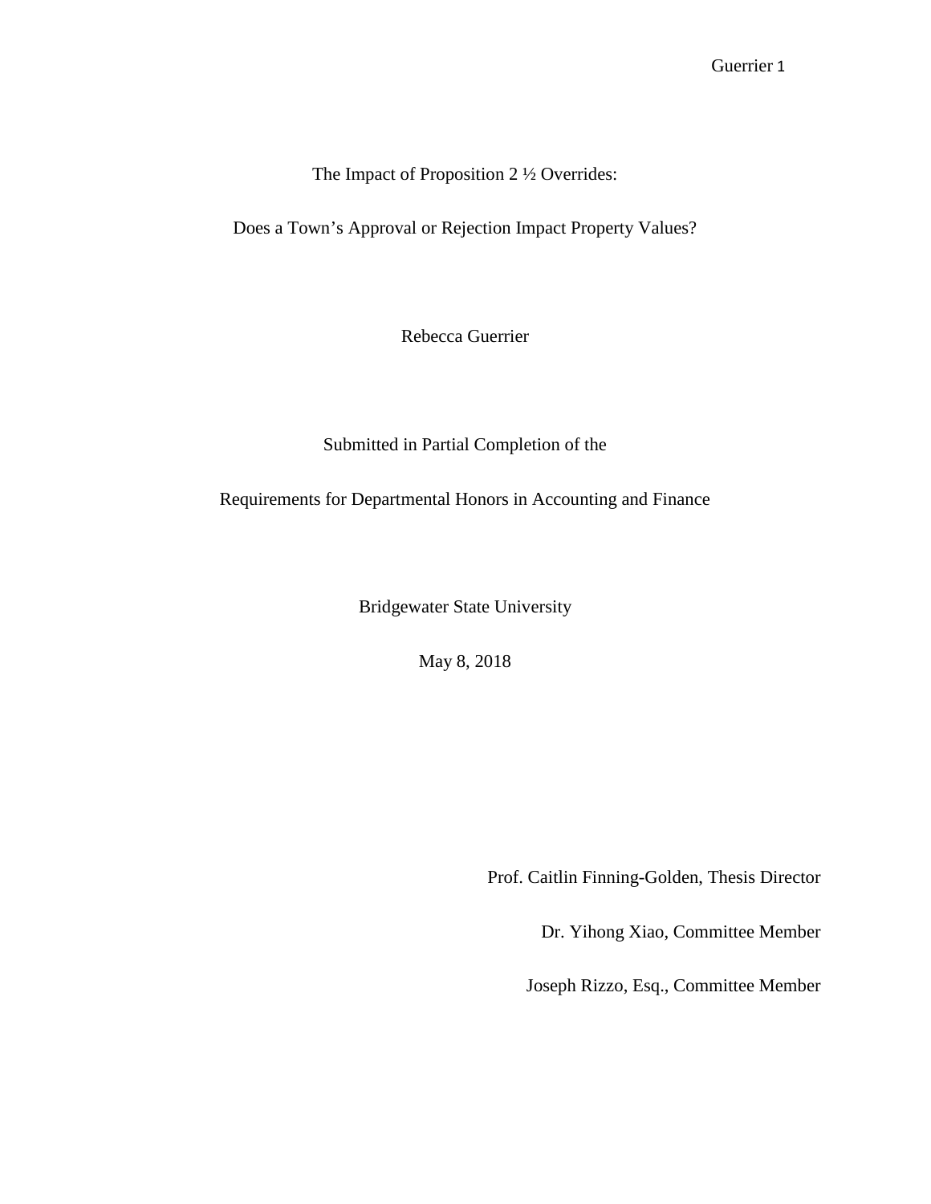# The Impact of Proposition 2 ½ Overrides:

# Does a Town's Approval or Rejection Impact Property Values?

Rebecca Guerrier

Submitted in Partial Completion of the

Requirements for Departmental Honors in Accounting and Finance

Bridgewater State University

May 8, 2018

Prof. Caitlin Finning-Golden, Thesis Director

Dr. Yihong Xiao, Committee Member

Joseph Rizzo, Esq., Committee Member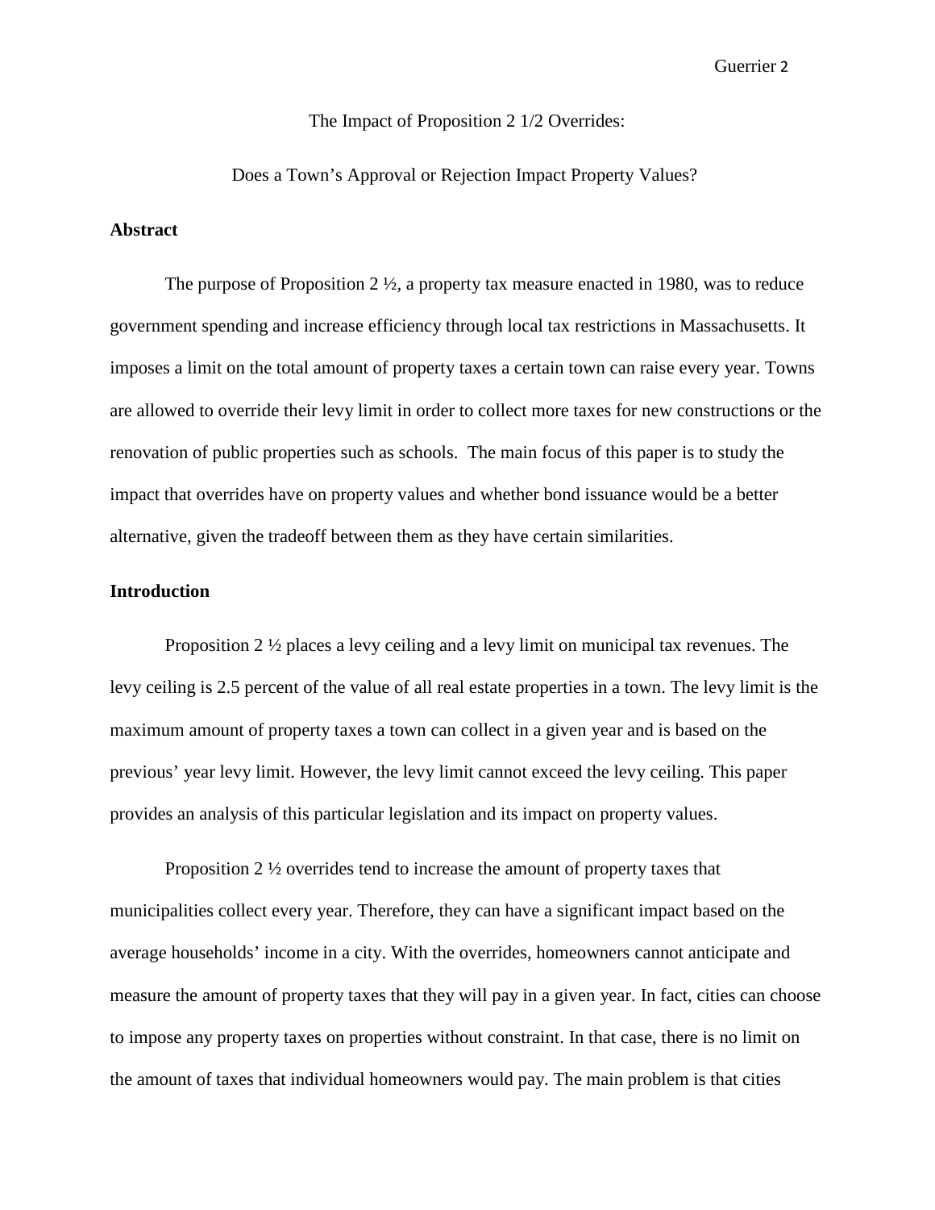The Impact of Proposition 2 1/2 Overrides:

Does a Town's Approval or Rejection Impact Property Values?

**Abstract**

The purpose of Proposition 2 ½, a property tax measure enacted in 1980, was to reduce government spending and increase efficiency through local tax restrictions in Massachusetts. It imposes a limit on the total amount of property taxes a certain town can raise every year. Towns are allowed to override their levy limit in order to collect more taxes for new constructions or the renovation of public properties such as schools. The main focus of this paper is to study the impact that overrides have on property values and whether bond issuance would be a better alternative, given the tradeoff between them as they have certain similarities.

**Introduction**

Proposition 2 ½ places a levy ceiling and a levy limit on municipal tax revenues. The levy ceiling is 2.5 percent of the value of all real estate properties in a town. The levy limit is the maximum amount of property taxes a town can collect in a given year and is based on the previous' year levy limit. However, the levy limit cannot exceed the levy ceiling. This paper provides an analysis of this particular legislation and its impact on property values.

Proposition 2 ½ overrides tend to increase the amount of property taxes that municipalities collect every year. Therefore, they can have a significant impact based on the average households' income in a city. With the overrides, homeowners cannot anticipate and measure the amount of property taxes that they will pay in a given year. In fact, cities can choose to impose any property taxes on properties without constraint. In that case, there is no limit on the amount of taxes that individual homeowners would pay. The main problem is that cities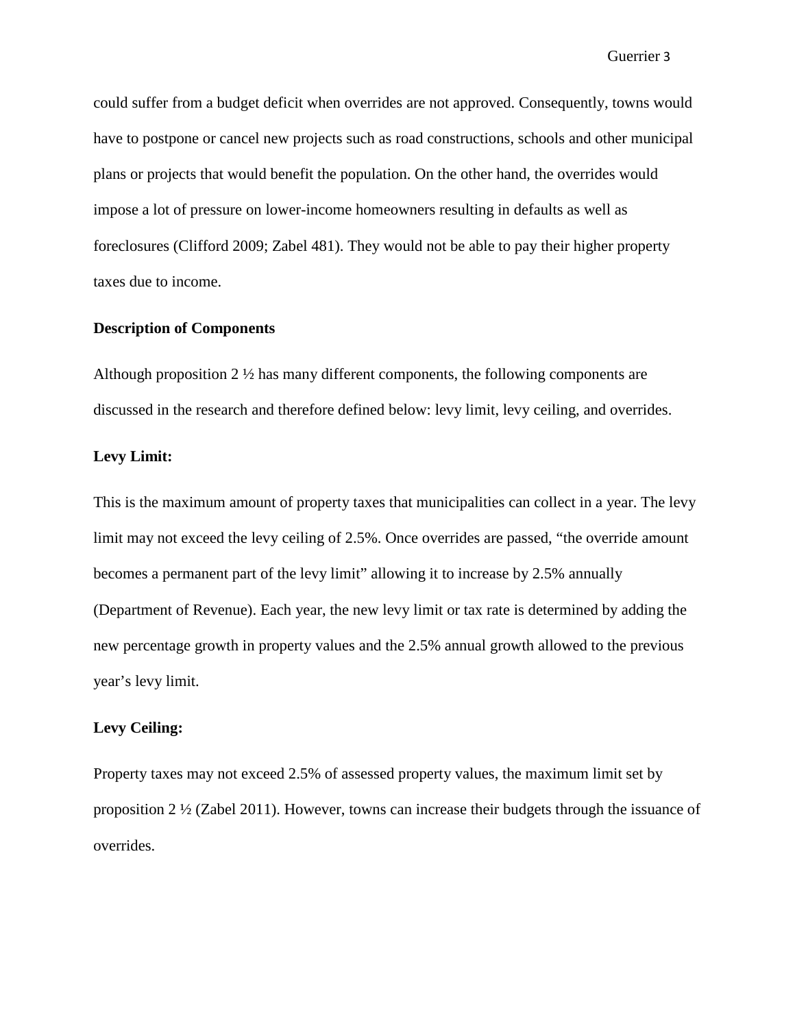could suffer from a budget deficit when overrides are not approved. Consequently, towns would have to postpone or cancel new projects such as road constructions, schools and other municipal plans or projects that would benefit the population. On the other hand, the overrides would impose a lot of pressure on lower-income homeowners resulting in defaults as well as foreclosures (Clifford 2009; Zabel 481). They would not be able to pay their higher property taxes due to income.

**Description of Components**

Although proposition 2 ½ has many different components, the following components are discussed in the research and therefore defined below: levy limit, levy ceiling, and overrides.

**Levy Limit:**

This is the maximum amount of property taxes that municipalities can collect in a year. The levy limit may not exceed the levy ceiling of 2.5%. Once overrides are passed, "the override amount becomes a permanent part of the levy limit" allowing it to increase by 2.5% annually (Department of Revenue). Each year, the new levy limit or tax rate is determined by adding the new percentage growth in property values and the 2.5% annual growth allowed to the previous year's levy limit.

**Levy Ceiling:**

Property taxes may not exceed 2.5% of assessed property values, the maximum limit set by proposition 2 ½ (Zabel 2011). However, towns can increase their budgets through the issuance of overrides.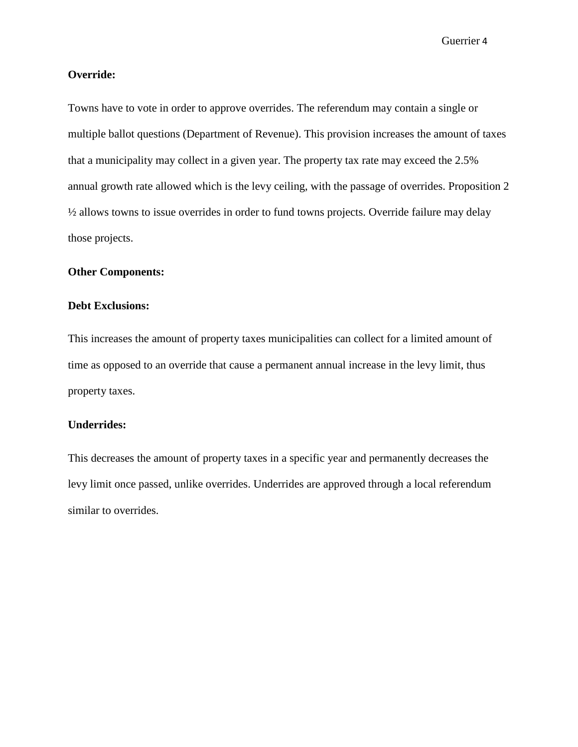**Override:**

Towns have to vote in order to approve overrides. The referendum may contain a single or multiple ballot questions (Department of Revenue). This provision increases the amount of taxes that a municipality may collect in a given year. The property tax rate may exceed the 2.5% annual growth rate allowed which is the levy ceiling, with the passage of overrides. Proposition 2 ½ allows towns to issue overrides in order to fund towns projects. Override failure may delay those projects.

**Other Components:**

**Debt Exclusions:**

This increases the amount of property taxes municipalities can collect for a limited amount of time as opposed to an override that cause a permanent annual increase in the levy limit, thus property taxes.

**Underrides:**

This decreases the amount of property taxes in a specific year and permanently decreases the levy limit once passed, unlike overrides. Underrides are approved through a local referendum similar to overrides.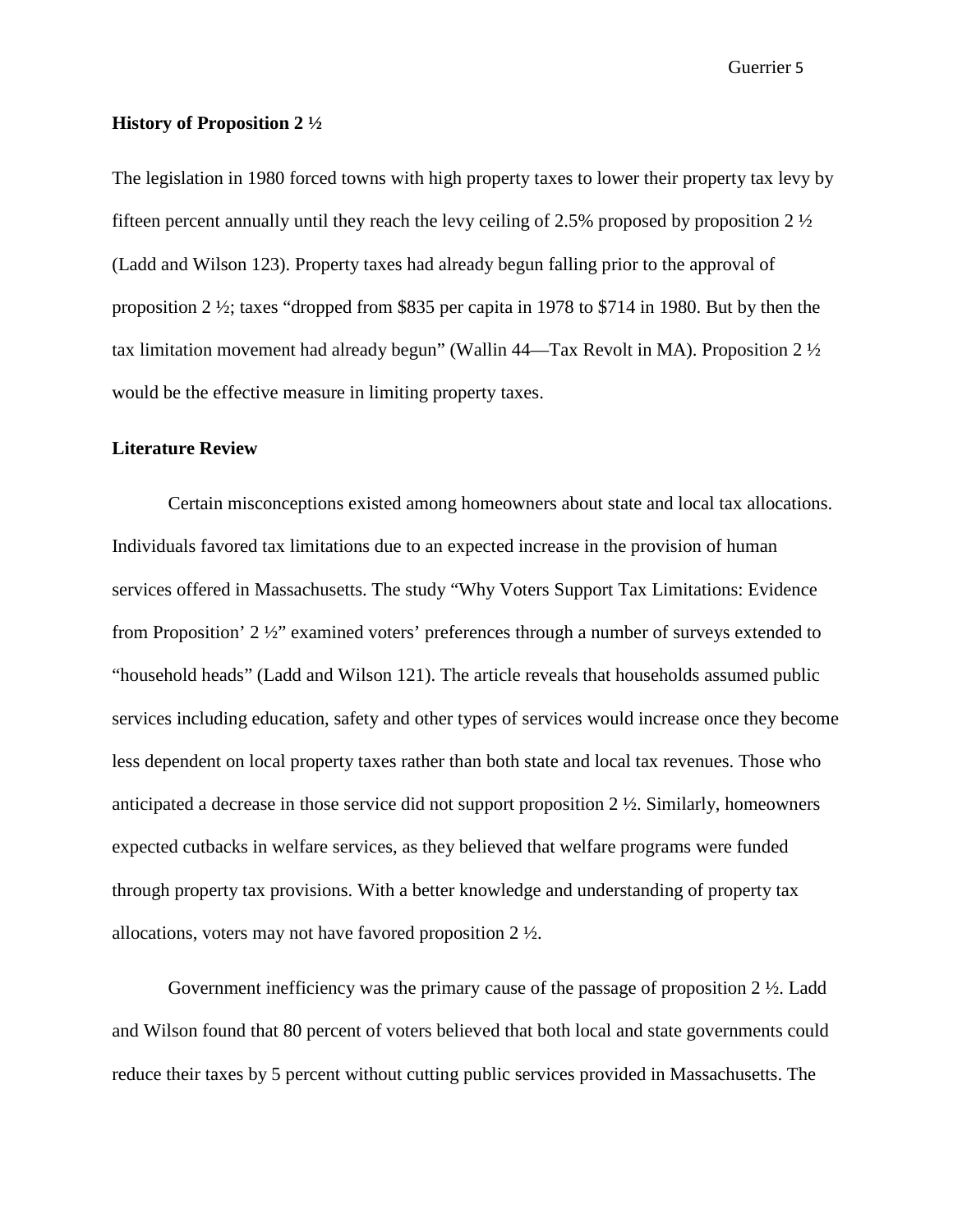**History of Proposition 2 ½**

The legislation in 1980 forced towns with high property taxes to lower their property tax levy by fifteen percent annually until they reach the levy ceiling of 2.5% proposed by proposition 2 ½ (Ladd and Wilson 123). Property taxes had already begun falling prior to the approval of proposition 2 ½; taxes "dropped from $835 per capita in 1978 to $714 in 1980. But by then the tax limitation movement had already begun" (Wallin 44—Tax Revolt in MA). Proposition 2 ½ would be the effective measure in limiting property taxes.

**Literature Review**

Certain misconceptions existed among homeowners about state and local tax allocations. Individuals favored tax limitations due to an expected increase in the provision of human services offered in Massachusetts. The study "Why Voters Support Tax Limitations: Evidence from Proposition' 2 ½" examined voters' preferences through a number of surveys extended to "household heads" (Ladd and Wilson 121). The article reveals that households assumed public services including education, safety and other types of services would increase once they become less dependent on local property taxes rather than both state and local tax revenues. Those who anticipated a decrease in those service did not support proposition 2 ½. Similarly, homeowners expected cutbacks in welfare services, as they believed that welfare programs were funded through property tax provisions. With a better knowledge and understanding of property tax allocations, voters may not have favored proposition 2 ½.

Government inefficiency was the primary cause of the passage of proposition 2 ½. Ladd and Wilson found that 80 percent of voters believed that both local and state governments could reduce their taxes by 5 percent without cutting public services provided in Massachusetts. The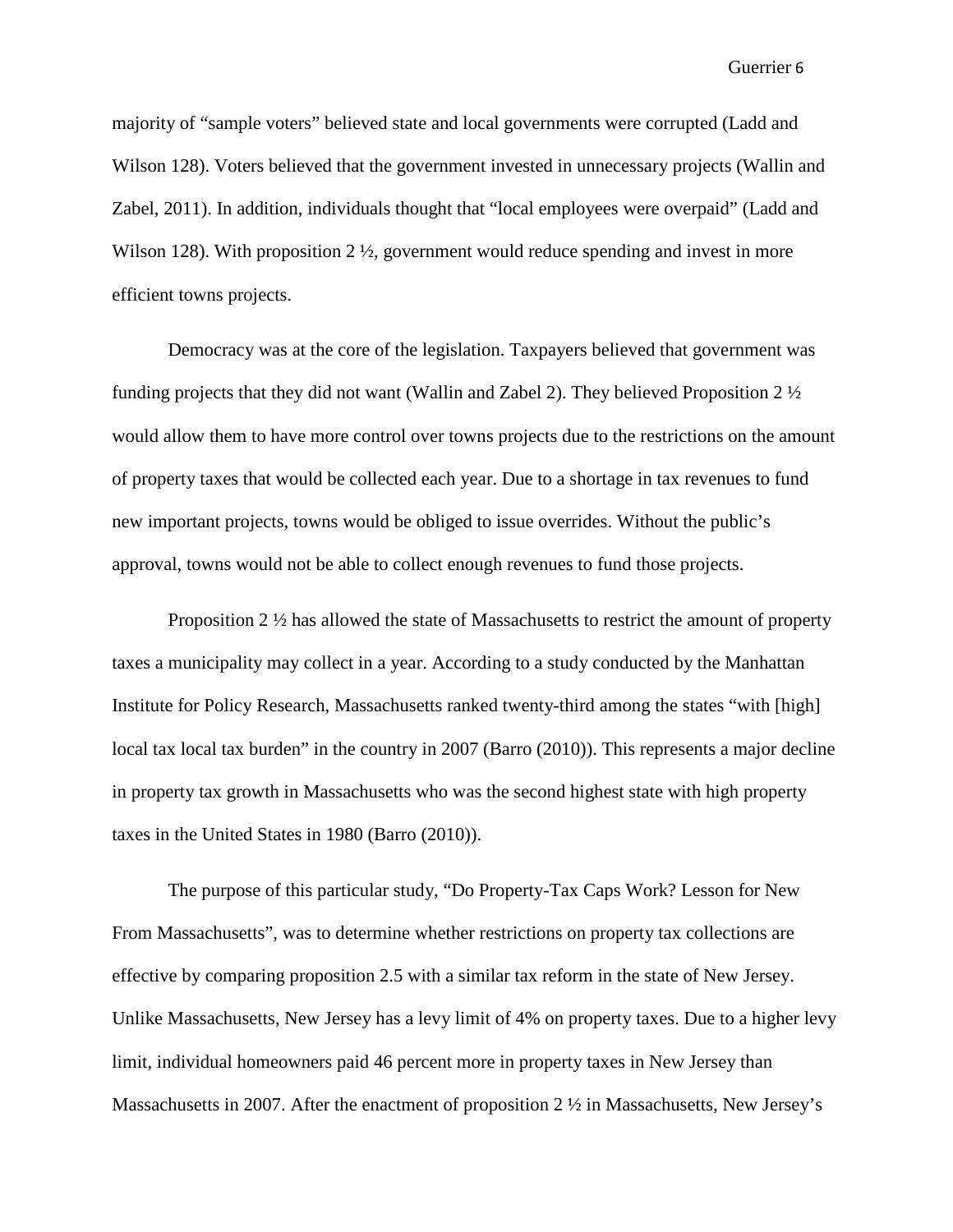majority of “sample voters” believed state and local governments were corrupted (Ladd and Wilson 128). Voters believed that the government invested in unnecessary projects (Wallin and Zabel, 2011). In addition, individuals thought that “local employees were overpaid” (Ladd and Wilson 128). With proposition 2 ½, government would reduce spending and invest in more efficient towns projects.

Democracy was at the core of the legislation. Taxpayers believed that government was funding projects that they did not want (Wallin and Zabel 2). They believed Proposition 2 ½ would allow them to have more control over towns projects due to the restrictions on the amount of property taxes that would be collected each year. Due to a shortage in tax revenues to fund new important projects, towns would be obliged to issue overrides. Without the public’s approval, towns would not be able to collect enough revenues to fund those projects.

Proposition 2 ½ has allowed the state of Massachusetts to restrict the amount of property taxes a municipality may collect in a year. According to a study conducted by the Manhattan Institute for Policy Research, Massachusetts ranked twenty-third among the states “with [high] local tax local tax burden” in the country in 2007 (Barro (2010)). This represents a major decline in property tax growth in Massachusetts who was the second highest state with high property taxes in the United States in 1980 (Barro (2010)).

The purpose of this particular study, “Do Property-Tax Caps Work? Lesson for New From Massachusetts”, was to determine whether restrictions on property tax collections are effective by comparing proposition 2.5 with a similar tax reform in the state of New Jersey. Unlike Massachusetts, New Jersey has a levy limit of 4% on property taxes. Due to a higher levy limit, individual homeowners paid 46 percent more in property taxes in New Jersey than Massachusetts in 2007. After the enactment of proposition 2 ½ in Massachusetts, New Jersey’s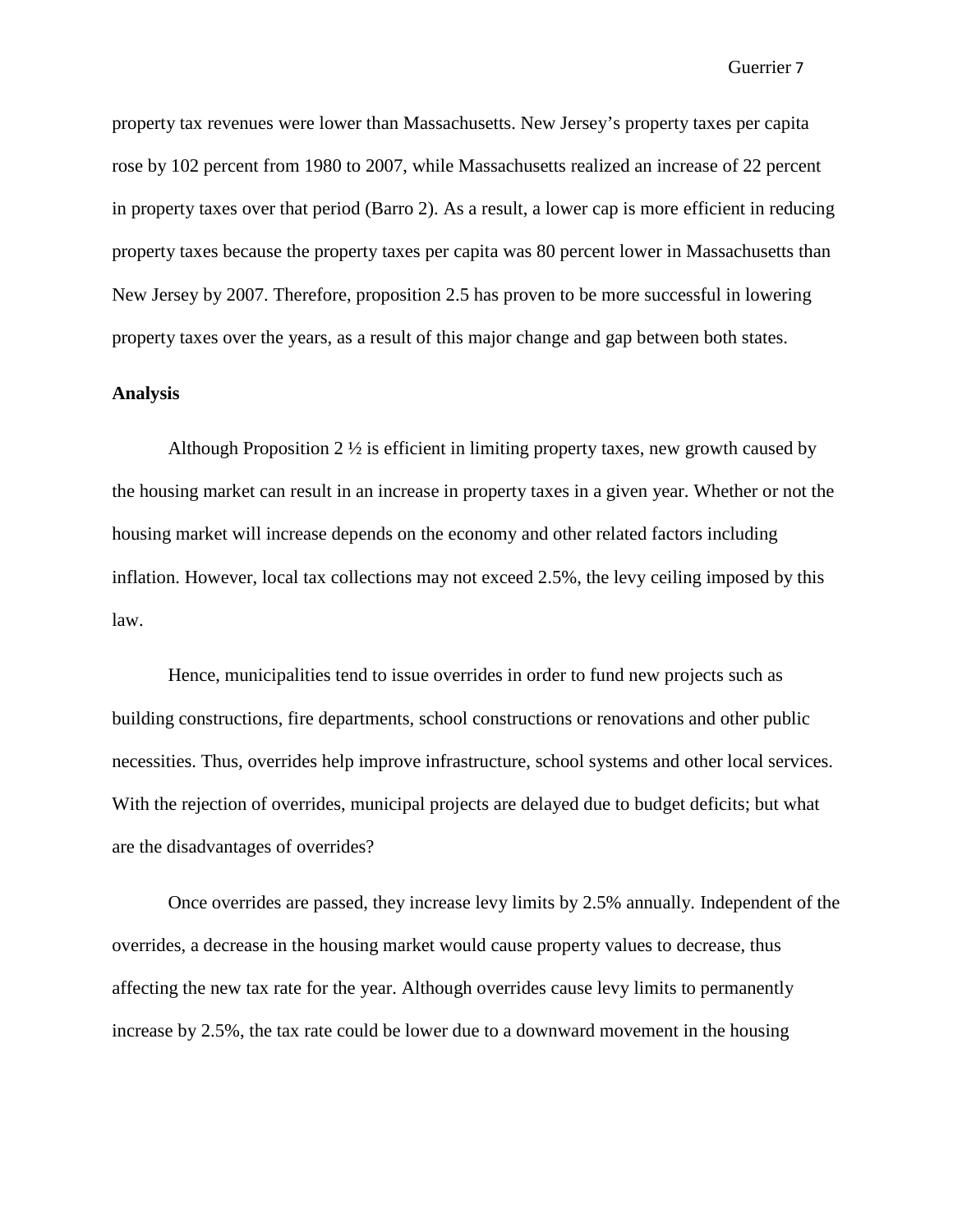property tax revenues were lower than Massachusetts. New Jersey's property taxes per capita rose by 102 percent from 1980 to 2007, while Massachusetts realized an increase of 22 percent in property taxes over that period (Barro 2). As a result, a lower cap is more efficient in reducing property taxes because the property taxes per capita was 80 percent lower in Massachusetts than New Jersey by 2007. Therefore, proposition 2.5 has proven to be more successful in lowering property taxes over the years, as a result of this major change and gap between both states.

**Analysis**

Although Proposition 2 ½ is efficient in limiting property taxes, new growth caused by the housing market can result in an increase in property taxes in a given year. Whether or not the housing market will increase depends on the economy and other related factors including inflation. However, local tax collections may not exceed 2.5%, the levy ceiling imposed by this law.

Hence, municipalities tend to issue overrides in order to fund new projects such as building constructions, fire departments, school constructions or renovations and other public necessities. Thus, overrides help improve infrastructure, school systems and other local services. With the rejection of overrides, municipal projects are delayed due to budget deficits; but what are the disadvantages of overrides?

Once overrides are passed, they increase levy limits by 2.5% annually. Independent of the overrides, a decrease in the housing market would cause property values to decrease, thus affecting the new tax rate for the year. Although overrides cause levy limits to permanently increase by 2.5%, the tax rate could be lower due to a downward movement in the housing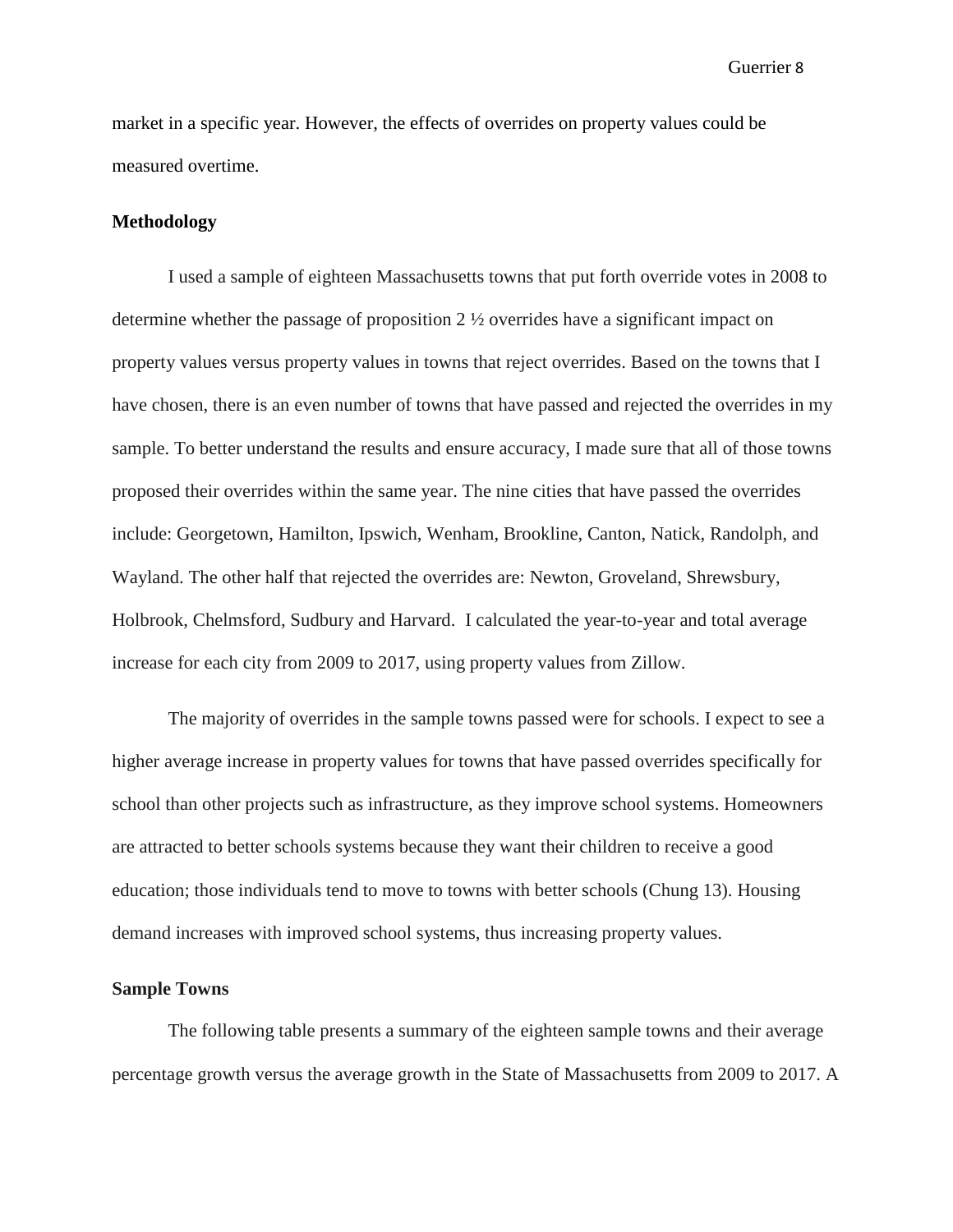market in a specific year. However, the effects of overrides on property values could be measured overtime.

## Methodology

I used a sample of eighteen Massachusetts towns that put forth override votes in 2008 to determine whether the passage of proposition 2 ½ overrides have a significant impact on property values versus property values in towns that reject overrides. Based on the towns that I have chosen, there is an even number of towns that have passed and rejected the overrides in my sample. To better understand the results and ensure accuracy, I made sure that all of those towns proposed their overrides within the same year. The nine cities that have passed the overrides include: Georgetown, Hamilton, Ipswich, Wenham, Brookline, Canton, Natick, Randolph, and Wayland. The other half that rejected the overrides are: Newton, Groveland, Shrewsbury, Holbrook, Chelmsford, Sudbury and Harvard. I calculated the year-to-year and total average increase for each city from 2009 to 2017, using property values from Zillow.

The majority of overrides in the sample towns passed were for schools. I expect to see a higher average increase in property values for towns that have passed overrides specifically for school than other projects such as infrastructure, as they improve school systems. Homeowners are attracted to better schools systems because they want their children to receive a good education; those individuals tend to move to towns with better schools (Chung 13). Housing demand increases with improved school systems, thus increasing property values.

## Sample Towns

The following table presents a summary of the eighteen sample towns and their average percentage growth versus the average growth in the State of Massachusetts from 2009 to 2017. A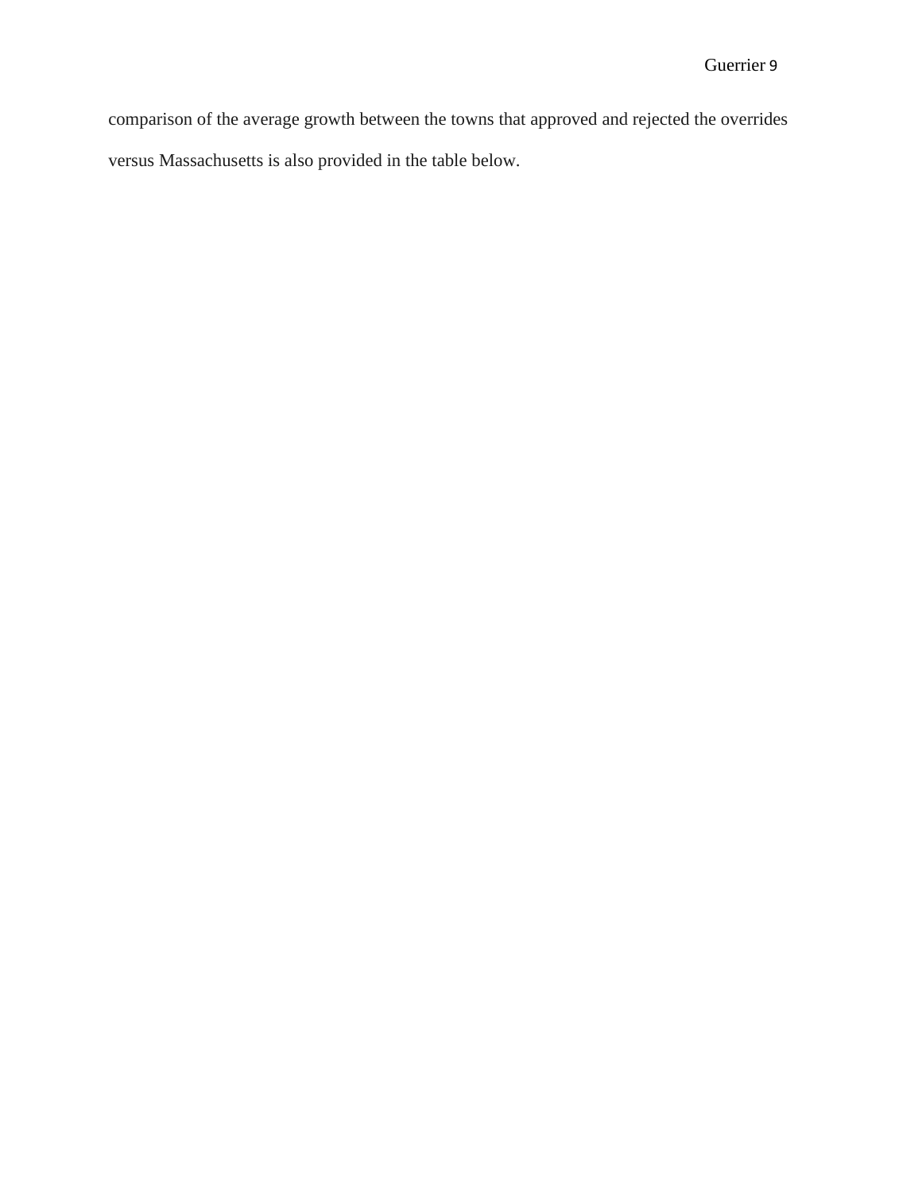comparison of the average growth between the towns that approved and rejected the overrides versus Massachusetts is also provided in the table below.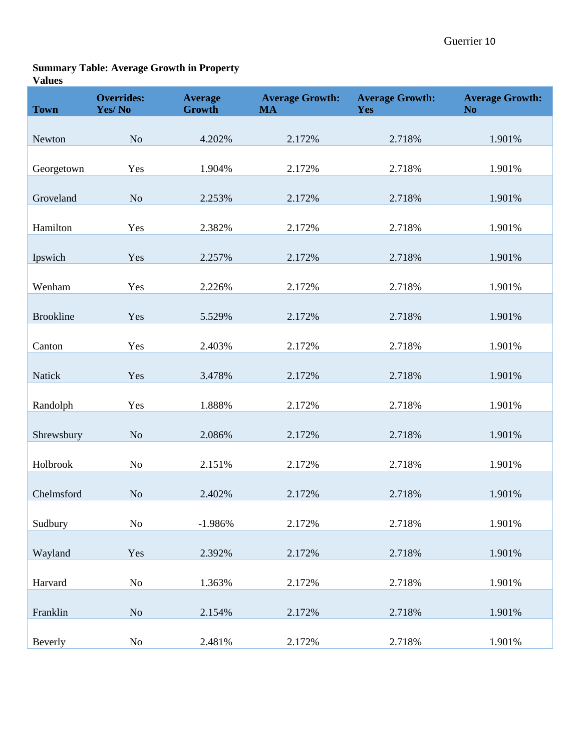**Summary Table: Average Growth in Property Values**

| Town | Overrides: Yes/ No | Average Growth | Average Growth: MA | Average Growth: Yes | Average Growth: No |
|---|---|---|---|---|---|
| Newton | No | 4.202% | 2.172% | 2.718% | 1.901% |
| Georgetown | Yes | 1.904% | 2.172% | 2.718% | 1.901% |
| Groveland | No | 2.253% | 2.172% | 2.718% | 1.901% |
| Hamilton | Yes | 2.382% | 2.172% | 2.718% | 1.901% |
| Ipswich | Yes | 2.257% | 2.172% | 2.718% | 1.901% |
| Wenham | Yes | 2.226% | 2.172% | 2.718% | 1.901% |
| Brookline | Yes | 5.529% | 2.172% | 2.718% | 1.901% |
| Canton | Yes | 2.403% | 2.172% | 2.718% | 1.901% |
| Natick | Yes | 3.478% | 2.172% | 2.718% | 1.901% |
| Randolph | Yes | 1.888% | 2.172% | 2.718% | 1.901% |
| Shrewsbury | No | 2.086% | 2.172% | 2.718% | 1.901% |
| Holbrook | No | 2.151% | 2.172% | 2.718% | 1.901% |
| Chelmsford | No | 2.402% | 2.172% | 2.718% | 1.901% |
| Sudbury | No | -1.986% | 2.172% | 2.718% | 1.901% |
| Wayland | Yes | 2.392% | 2.172% | 2.718% | 1.901% |
| Harvard | No | 1.363% | 2.172% | 2.718% | 1.901% |
| Franklin | No | 2.154% | 2.172% | 2.718% | 1.901% |
| Beverly | No | 2.481% | 2.172% | 2.718% | 1.901% |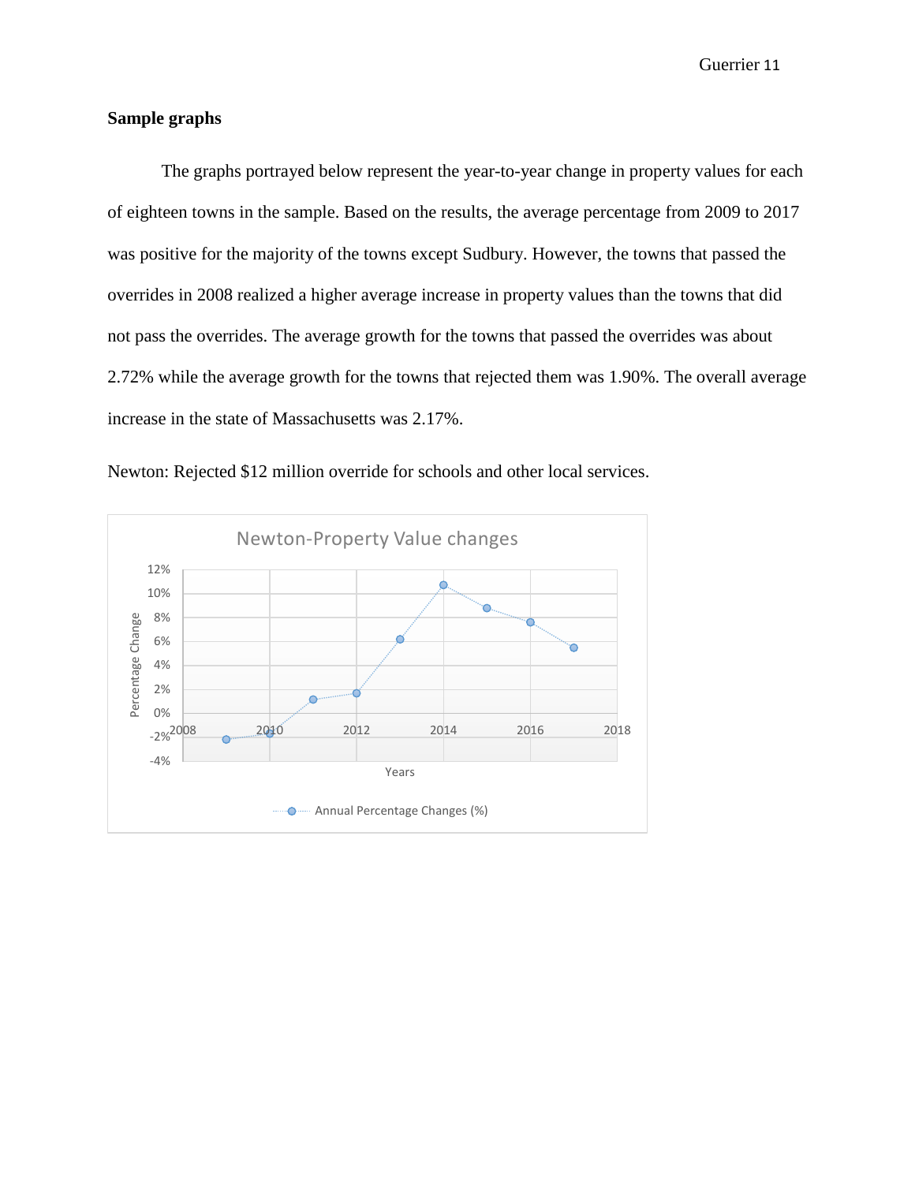**Sample graphs**

The graphs portrayed below represent the year-to-year change in property values for each of eighteen towns in the sample. Based on the results, the average percentage from 2009 to 2017 was positive for the majority of the towns except Sudbury. However, the towns that passed the overrides in 2008 realized a higher average increase in property values than the towns that did not pass the overrides. The average growth for the towns that passed the overrides was about 2.72% while the average growth for the towns that rejected them was 1.90%. The overall average increase in the state of Massachusetts was 2.17%.

Newton: Rejected $12 million override for schools and other local services.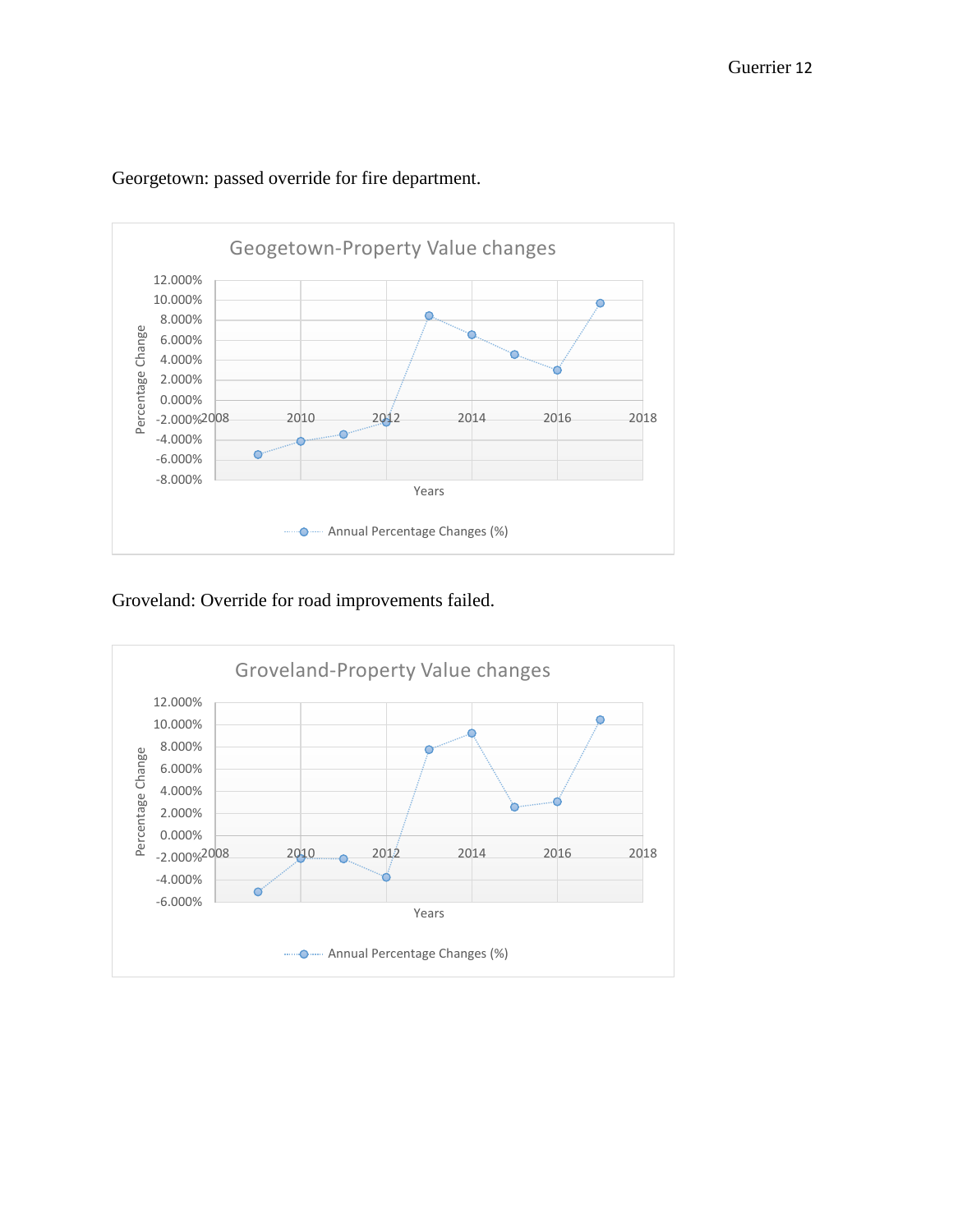Georgetown: passed override for fire department.

Groveland: Override for road improvements failed.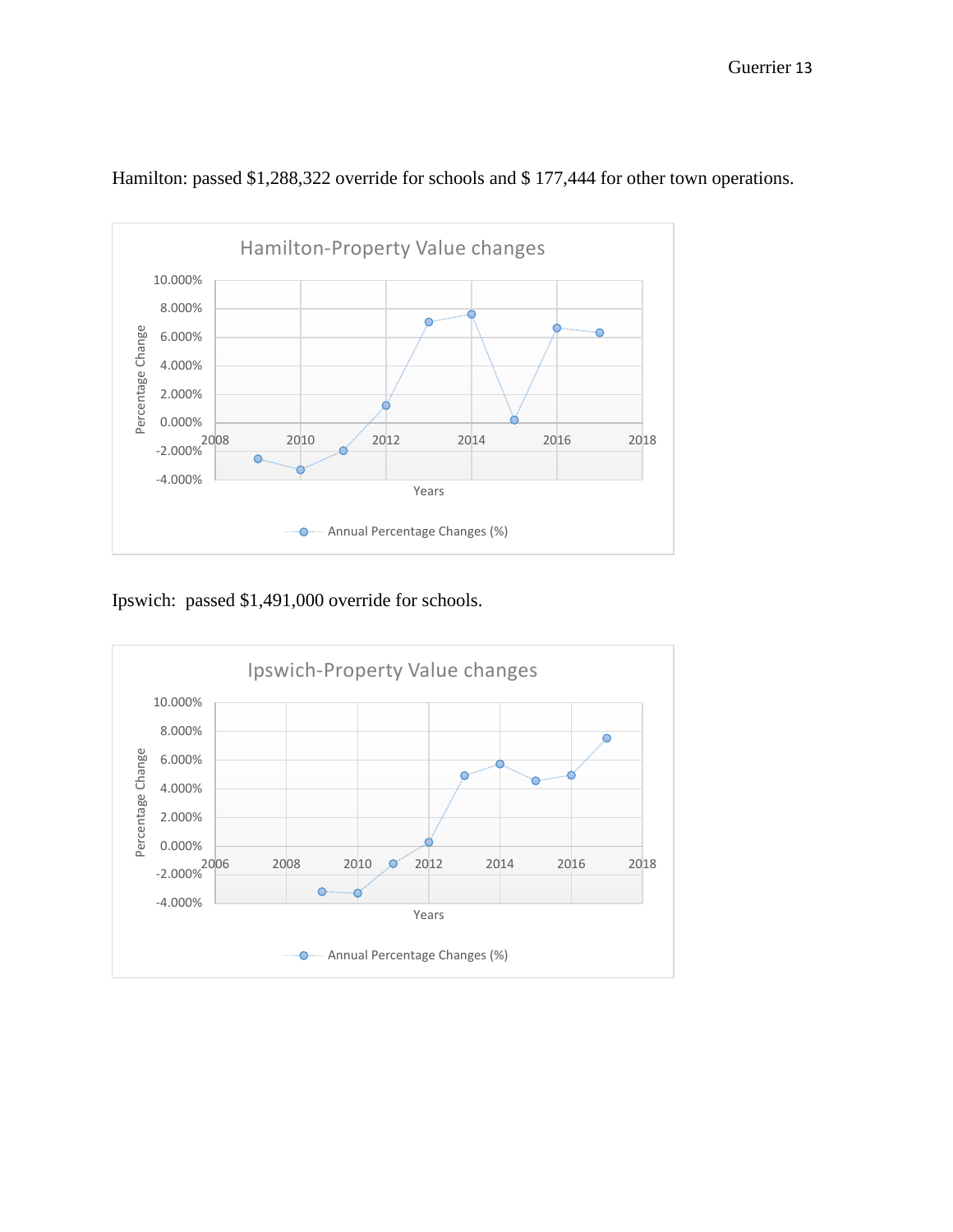Hamilton: passed $1,288,322 override for schools and $ 177,444 for other town operations.

Ipswich: passed $1,491,000 override for schools.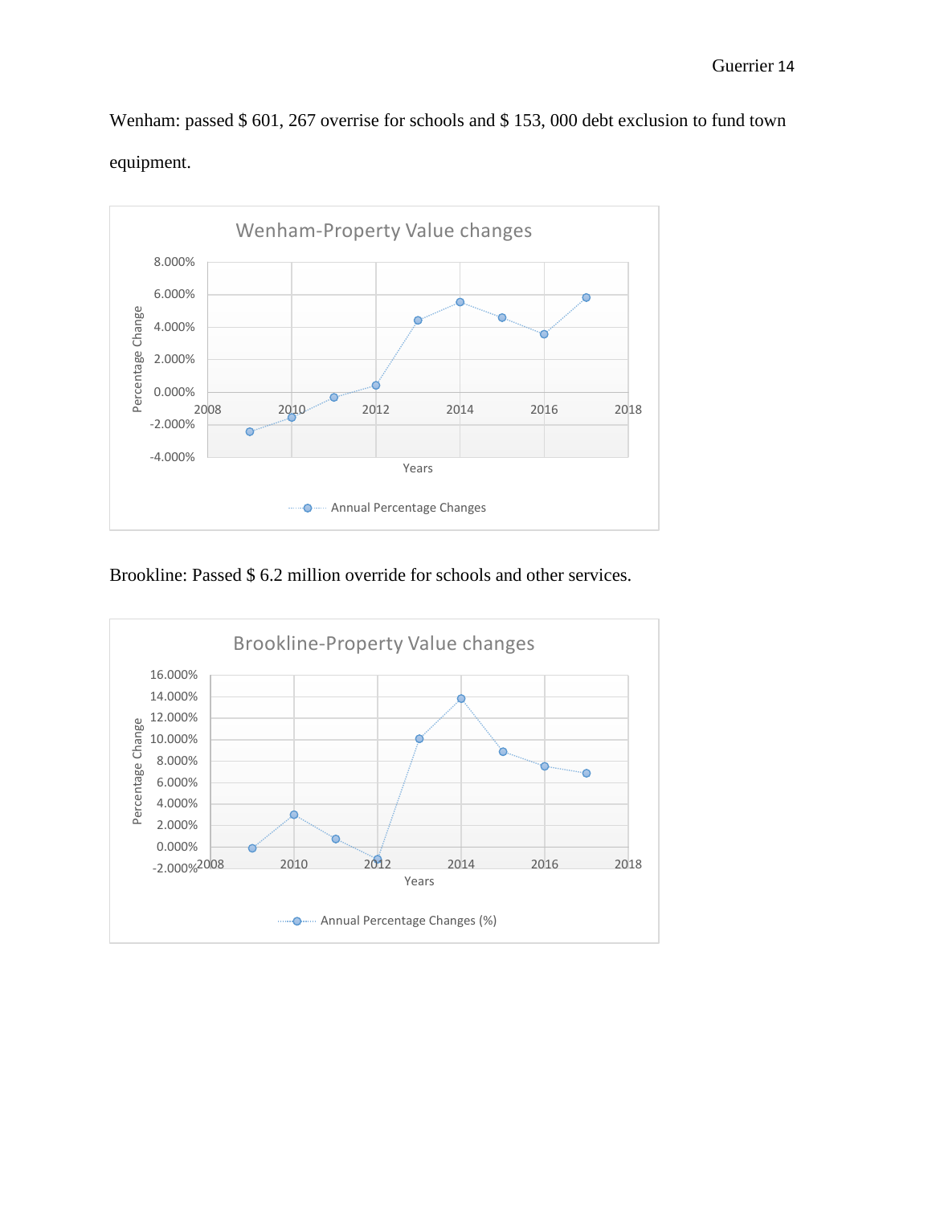Wenham: passed $ 601, 267 override for schools and $ 153, 000 debt exclusion to fund town equipment.

Brookline: Passed $ 6.2 million override for schools and other services.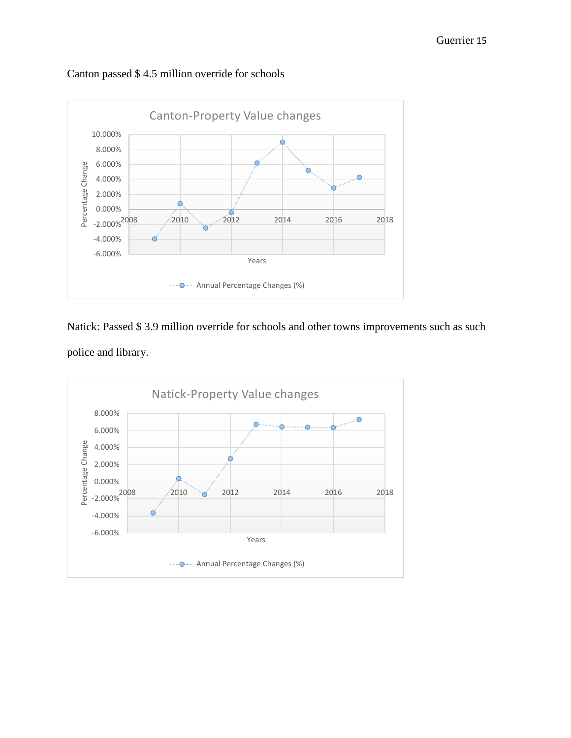Canton passed $ 4.5 million override for schools

Natick: Passed $ 3.9 million override for schools and other towns improvements such as such police and library.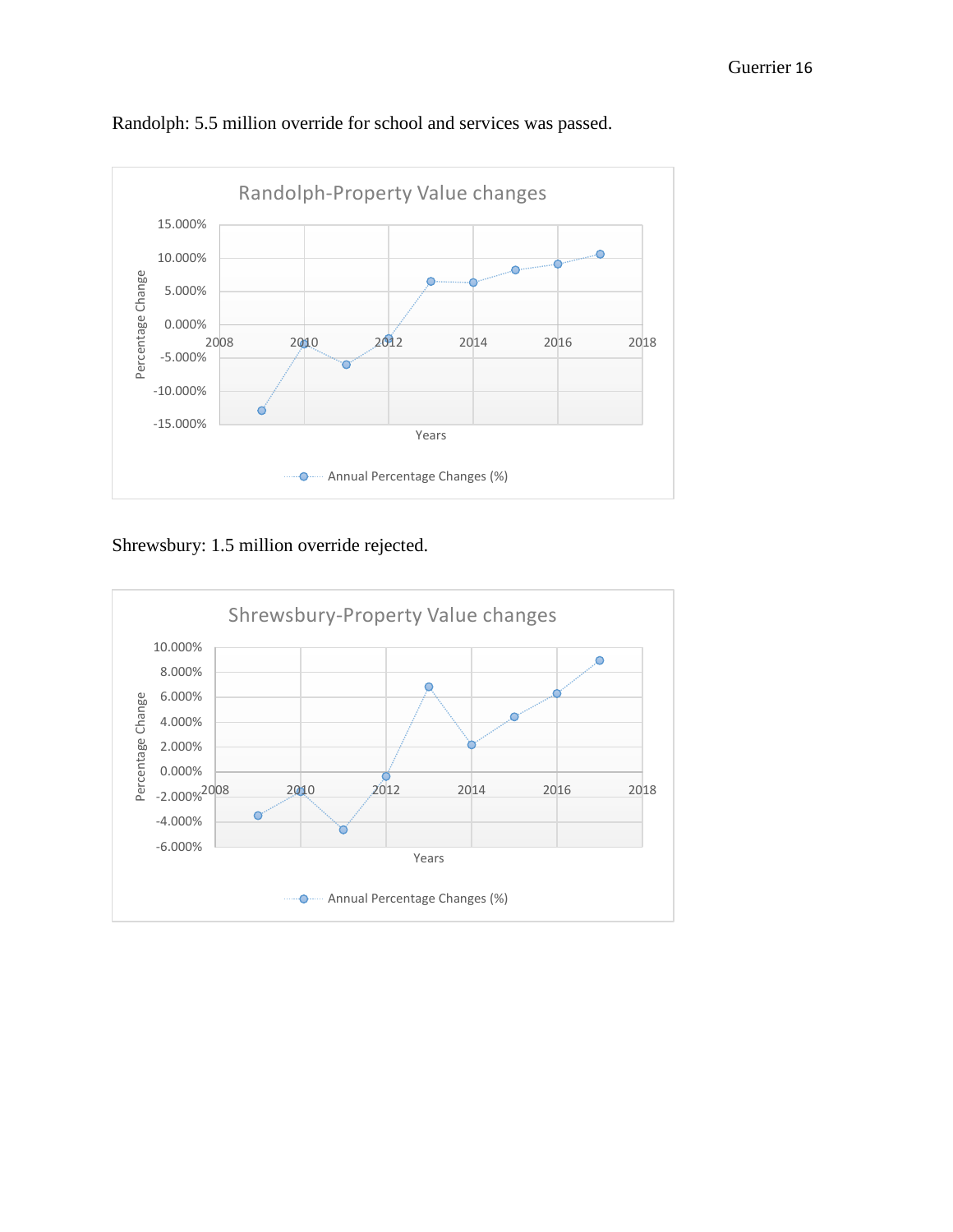Randolph: 5.5 million override for school and services was passed.

Shrewsbury: 1.5 million override rejected.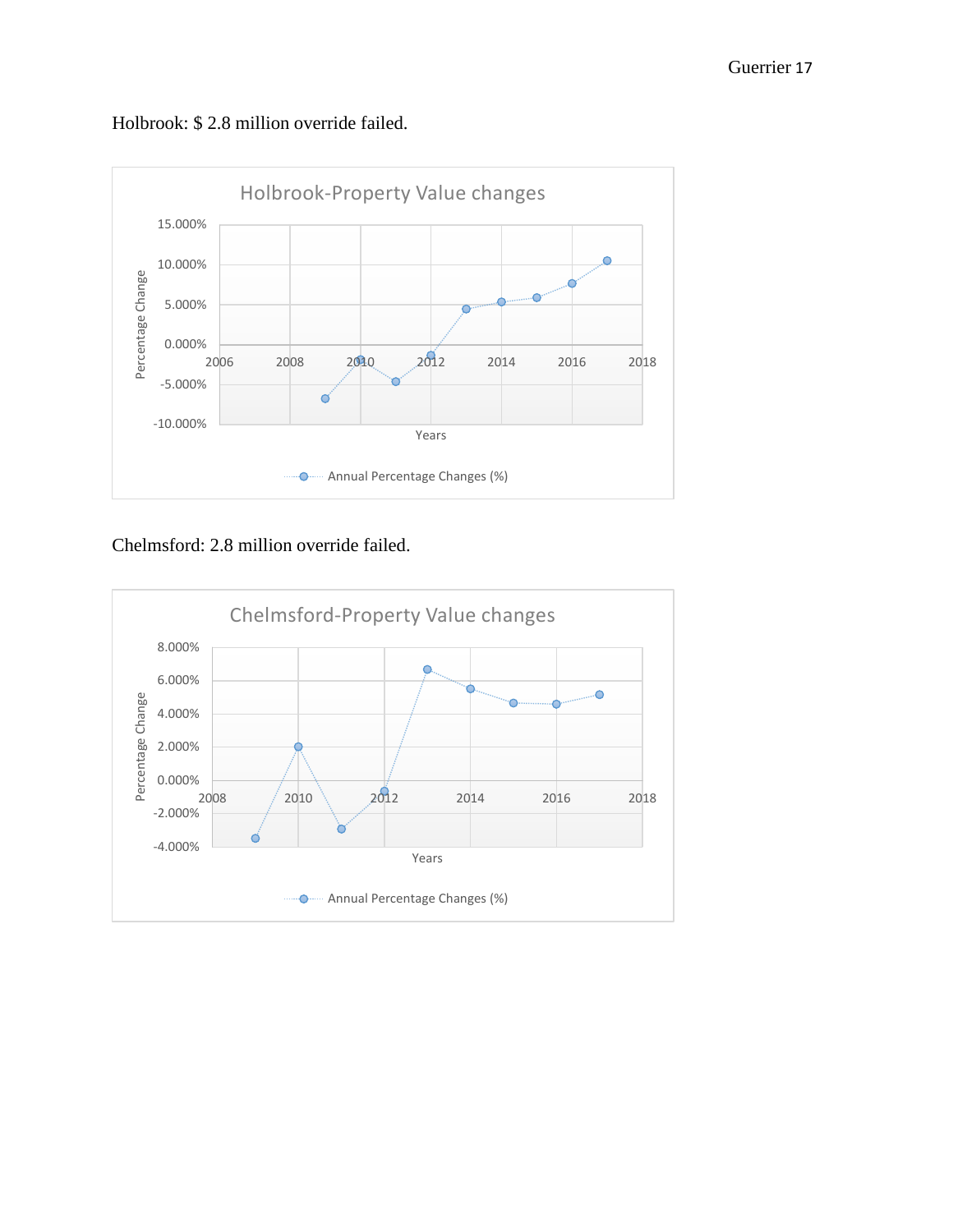Holbrook: $ 2.8 million override failed.

Chelmsford: 2.8 million override failed.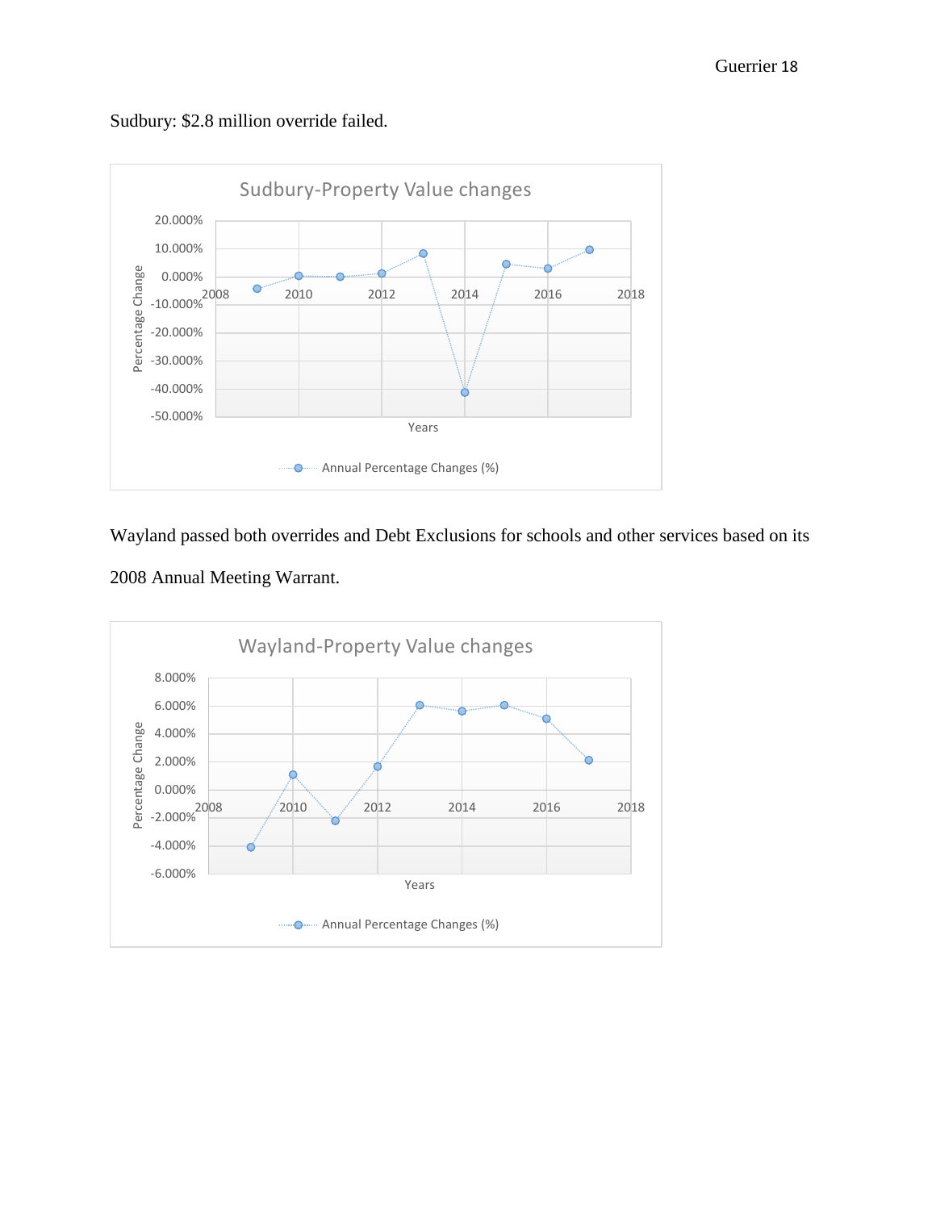Sudbury: $2.8 million override failed.

Wayland passed both overrides and Debt Exclusions for schools and other services based on its 2008 Annual Meeting Warrant.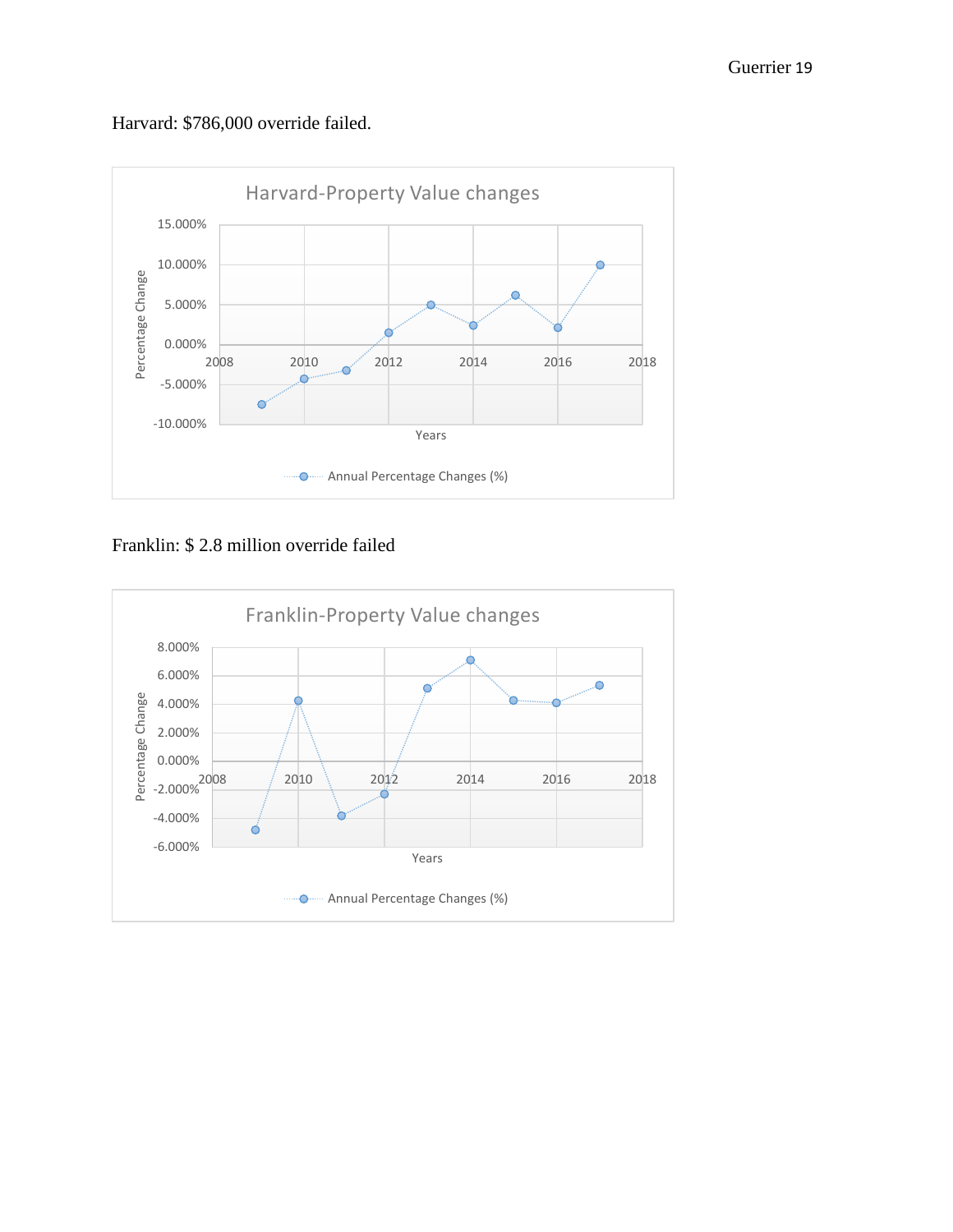Harvard: $786,000 override failed.

Franklin: $ 2.8 million override failed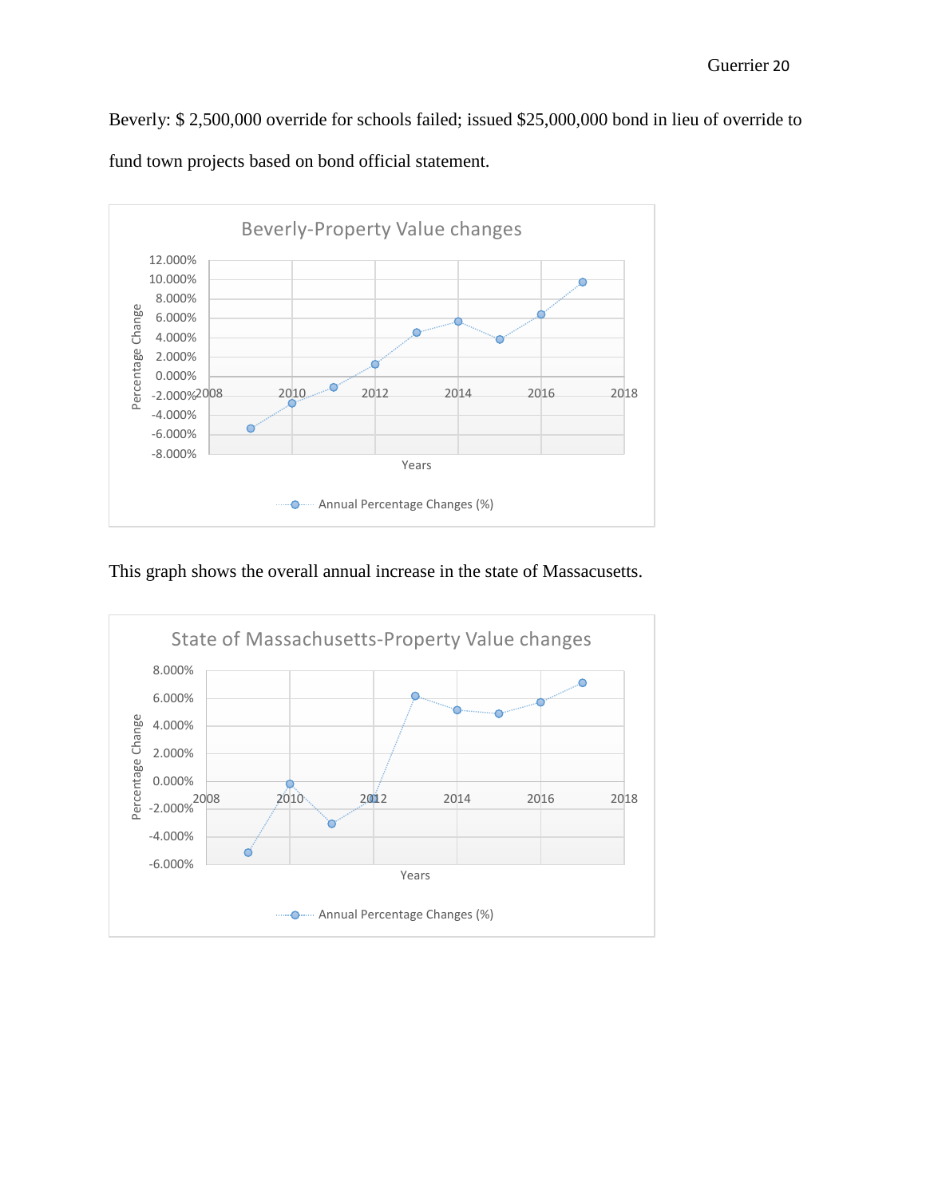Beverly: $ 2,500,000 override for schools failed; issued $25,000,000 bond in lieu of override to fund town projects based on bond official statement.

This graph shows the overall annual increase in the state of Massacusetts.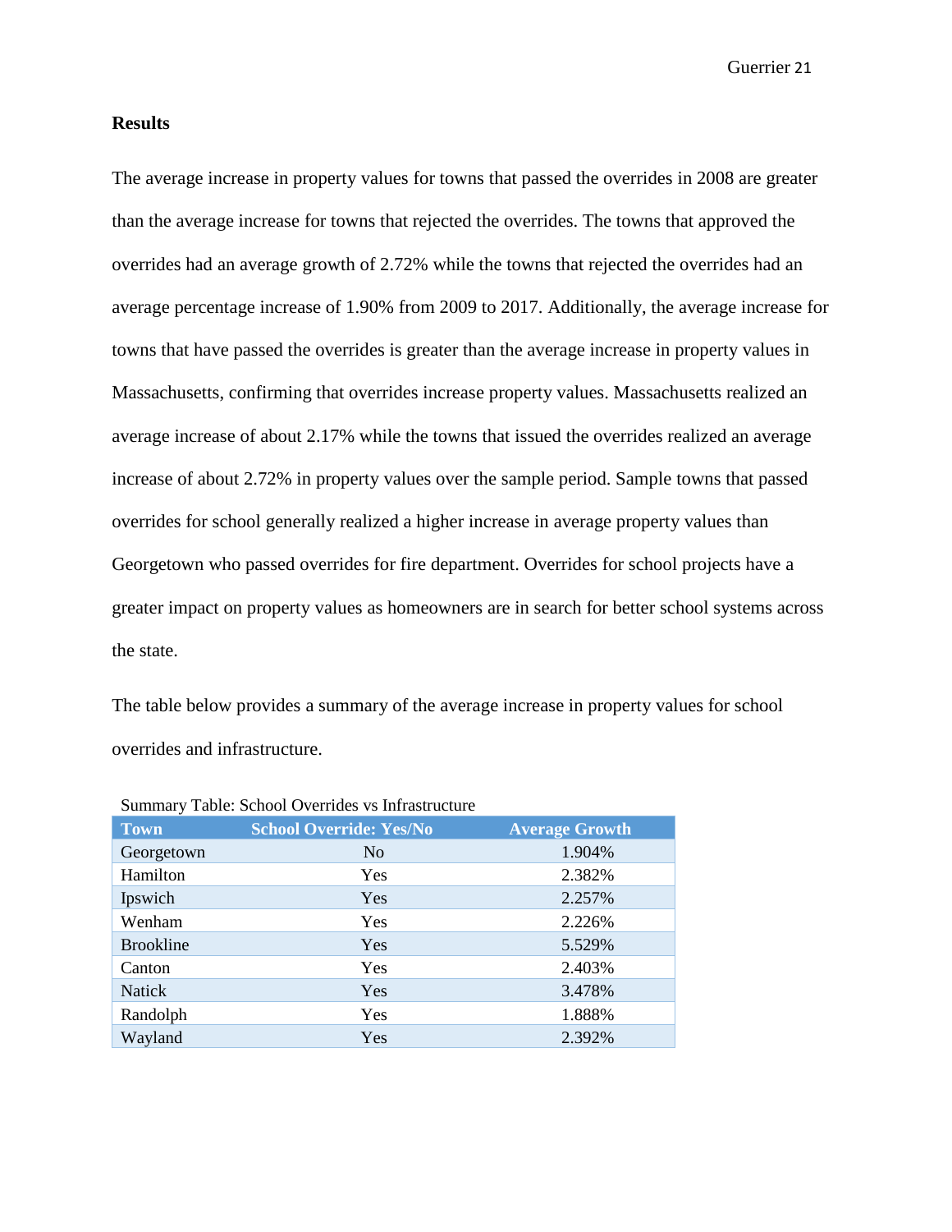## Results

The average increase in property values for towns that passed the overrides in 2008 are greater than the average increase for towns that rejected the overrides. The towns that approved the overrides had an average growth of 2.72% while the towns that rejected the overrides had an average percentage increase of 1.90% from 2009 to 2017. Additionally, the average increase for towns that have passed the overrides is greater than the average increase in property values in Massachusetts, confirming that overrides increase property values. Massachusetts realized an average increase of about 2.17% while the towns that issued the overrides realized an average increase of about 2.72% in property values over the sample period. Sample towns that passed overrides for school generally realized a higher increase in average property values than Georgetown who passed overrides for fire department. Overrides for school projects have a greater impact on property values as homeowners are in search for better school systems across the state.

The table below provides a summary of the average increase in property values for school overrides and infrastructure.

Summary Table: School Overrides vs Infrastructure

| Town | School Override: Yes/No | Average Growth |
|---|---|---|
| Georgetown | No | 1.904% |
| Hamilton | Yes | 2.382% |
| Ipswich | Yes | 2.257% |
| Wenham | Yes | 2.226% |
| Brookline | Yes | 5.529% |
| Canton | Yes | 2.403% |
| Natick | Yes | 3.478% |
| Randolph | Yes | 1.888% |
| Wayland | Yes | 2.392% |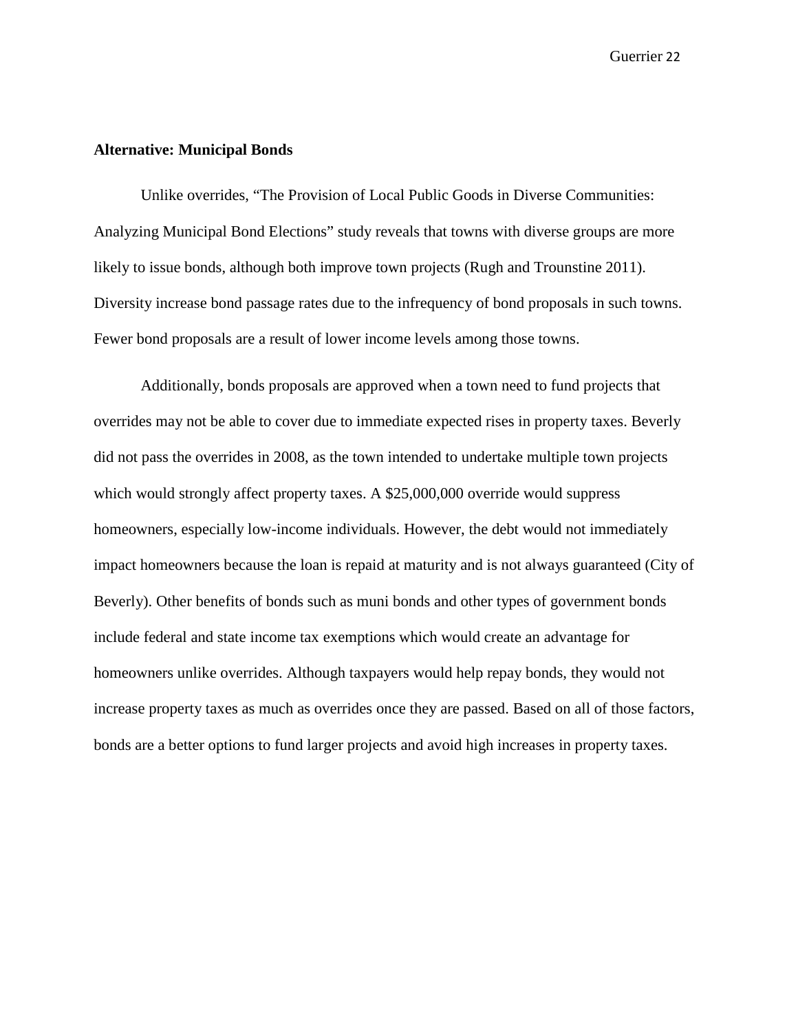**Alternative: Municipal Bonds**

Unlike overrides, "The Provision of Local Public Goods in Diverse Communities: Analyzing Municipal Bond Elections" study reveals that towns with diverse groups are more likely to issue bonds, although both improve town projects (Rugh and Trounstine 2011). Diversity increase bond passage rates due to the infrequency of bond proposals in such towns. Fewer bond proposals are a result of lower income levels among those towns.

Additionally, bonds proposals are approved when a town need to fund projects that overrides may not be able to cover due to immediate expected rises in property taxes. Beverly did not pass the overrides in 2008, as the town intended to undertake multiple town projects which would strongly affect property taxes. A $25,000,000 override would suppress homeowners, especially low-income individuals. However, the debt would not immediately impact homeowners because the loan is repaid at maturity and is not always guaranteed (City of Beverly). Other benefits of bonds such as muni bonds and other types of government bonds include federal and state income tax exemptions which would create an advantage for homeowners unlike overrides. Although taxpayers would help repay bonds, they would not increase property taxes as much as overrides once they are passed. Based on all of those factors, bonds are a better options to fund larger projects and avoid high increases in property taxes.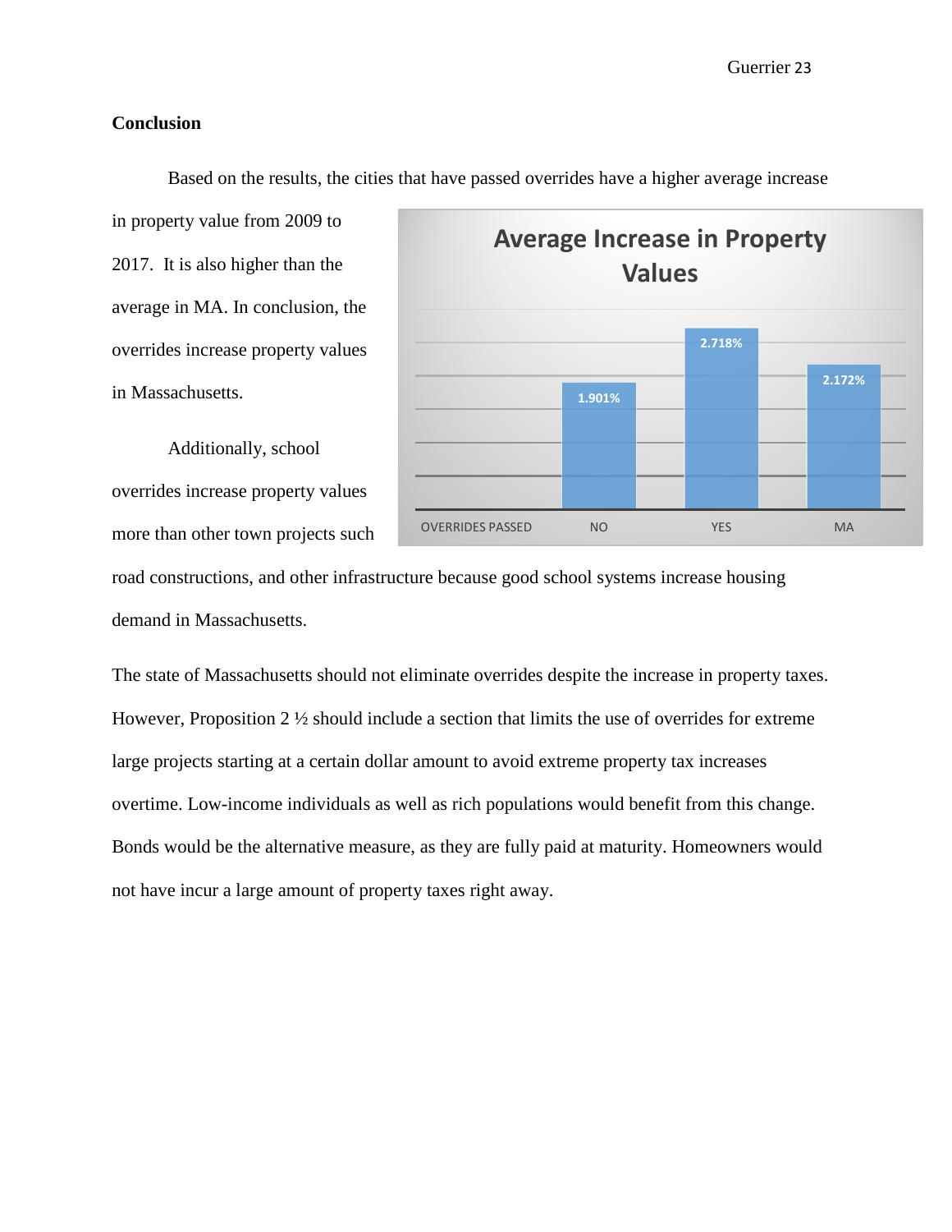## Conclusion

Based on the results, the cities that have passed overrides have a higher average increase in property value from 2009 to 2017. It is also higher than the average in MA. In conclusion, the overrides increase property values in Massachusetts.

**Average Increase in Property Values**

| OVERRIDES PASSED | NO | YES | MA |
|---|---|---|---|
| | 1.901% | 2.718% | 2.172% |

Additionally, school overrides increase property values more than other town projects such road constructions, and other infrastructure because good school systems increase housing demand in Massachusetts.

The state of Massachusetts should not eliminate overrides despite the increase in property taxes. However, Proposition 2 ½ should include a section that limits the use of overrides for extreme large projects starting at a certain dollar amount to avoid extreme property tax increases overtime. Low-income individuals as well as rich populations would benefit from this change. Bonds would be the alternative measure, as they are fully paid at maturity. Homeowners would not have incur a large amount of property taxes right away.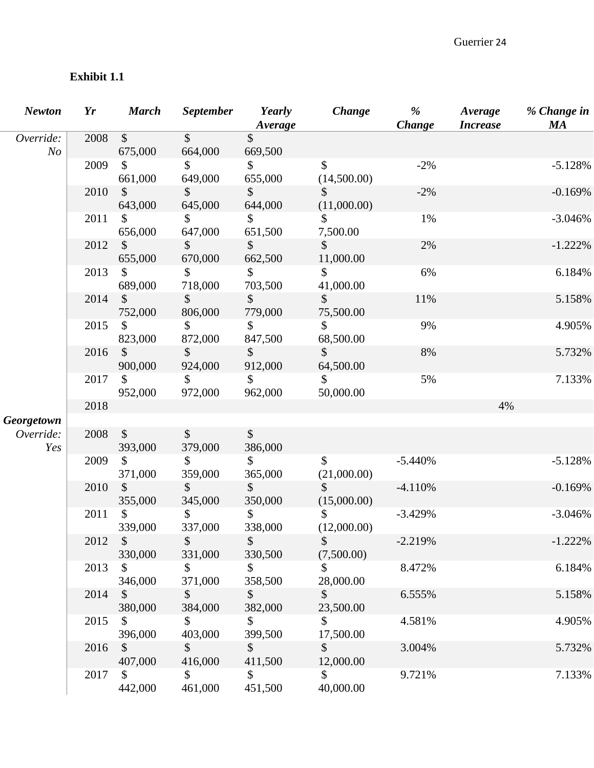**Exhibit 1.1**

| *Newton* | *Yr* | *March* | *September* | *Yearly Average* | *Change* | *% Change* | *Average Increase* | *% Change in MA* |
|---|---|---|---|---|---|---|---|---|
| *Override: No* | 2008 | $ 675,000 | $ 664,000 | $ 669,500 | | | | |
| | 2009 | $ 661,000 | $ 649,000 | $ 655,000 | $ (14,500.00) | -2% | | -5.128% |
| | 2010 | $ 643,000 | $ 645,000 | $ 644,000 | $ (11,000.00) | -2% | | -0.169% |
| | 2011 | $ 656,000 | $ 647,000 | $ 651,500 | $ 7,500.00 | 1% | | -3.046% |
| | 2012 | $ 655,000 | $ 670,000 | $ 662,500 | $ 11,000.00 | 2% | | -1.222% |
| | 2013 | $ 689,000 | $ 718,000 | $ 703,500 | $ 41,000.00 | 6% | | 6.184% |
| | 2014 | $ 752,000 | $ 806,000 | $ 779,000 | $ 75,500.00 | 11% | | 5.158% |
| | 2015 | $ 823,000 | $ 872,000 | $ 847,500 | $ 68,500.00 | 9% | | 4.905% |
| | 2016 | $ 900,000 | $ 924,000 | $ 912,000 | $ 64,500.00 | 8% | | 5.732% |
| | 2017 | $ 952,000 | $ 972,000 | $ 962,000 | $ 50,000.00 | 5% | | 7.133% |
| | 2018 | | | | | | 4% | |
| ***Georgetown*** | | | | | | | | |
| *Override: Yes* | 2008 | $ 393,000 | $ 379,000 | $ 386,000 | | | | |
| | 2009 | $ 371,000 | $ 359,000 | $ 365,000 | $ (21,000.00) | -5.440% | | -5.128% |
| | 2010 | $ 355,000 | $ 345,000 | $ 350,000 | $ (15,000.00) | -4.110% | | -0.169% |
| | 2011 | $ 339,000 | $ 337,000 | $ 338,000 | $ (12,000.00) | -3.429% | | -3.046% |
| | 2012 | $ 330,000 | $ 331,000 | $ 330,500 | $ (7,500.00) | -2.219% | | -1.222% |
| | 2013 | $ 346,000 | $ 371,000 | $ 358,500 | $ 28,000.00 | 8.472% | | 6.184% |
| | 2014 | $ 380,000 | $ 384,000 | $ 382,000 | $ 23,500.00 | 6.555% | | 5.158% |
| | 2015 | $ 396,000 | $ 403,000 | $ 399,500 | $ 17,500.00 | 4.581% | | 4.905% |
| | 2016 | $ 407,000 | $ 416,000 | $ 411,500 | $ 12,000.00 | 3.004% | | 5.732% |
| | 2017 | $ 442,000 | $ 461,000 | $ 451,500 | $ 40,000.00 | 9.721% | | 7.133% |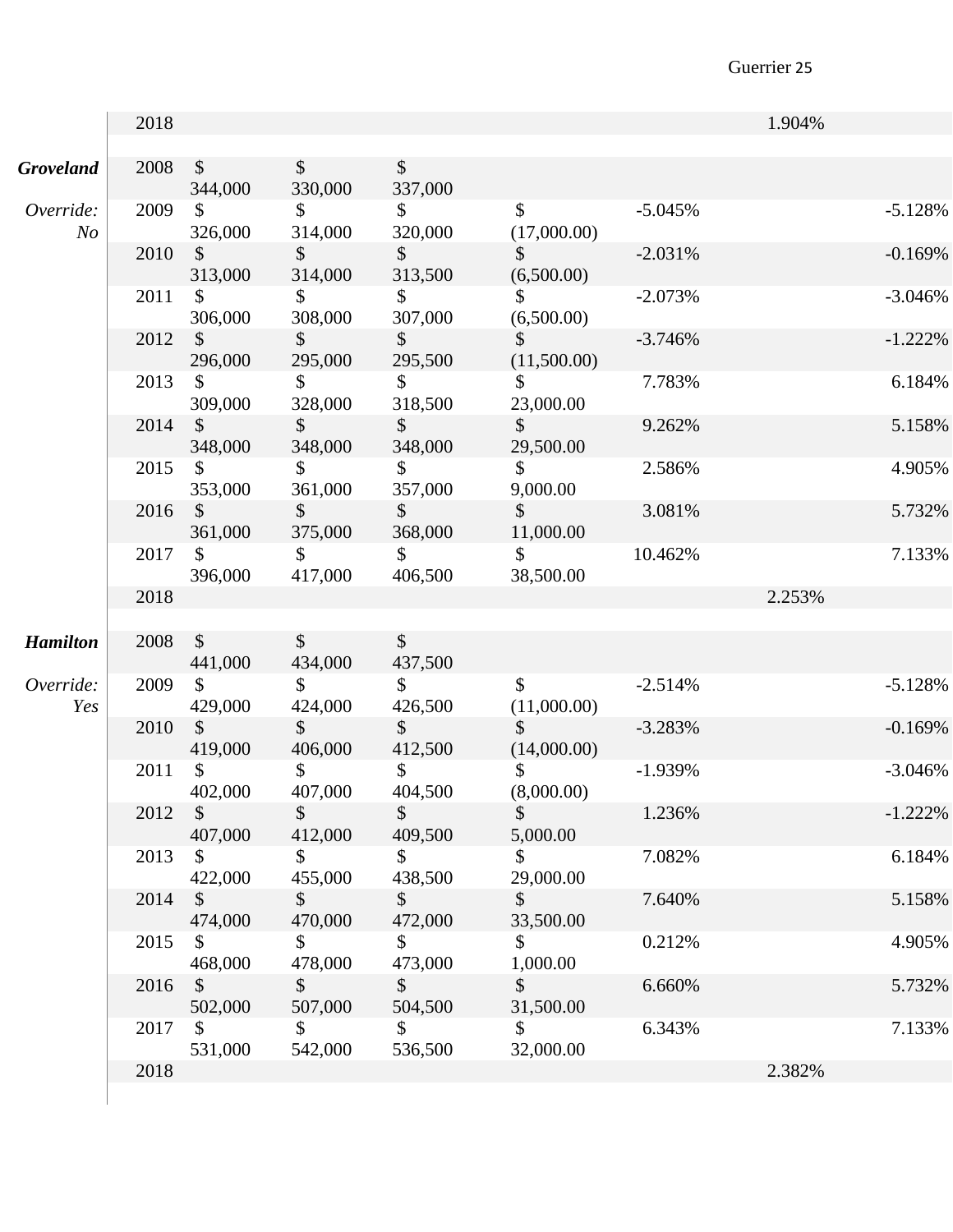| | | | | | | | | |
|---|---|---|---|---|---|---|---|---|
| | 2018 | | | | | | 1.904% | |
| | | | | | | | | |
| ***Groveland*** | 2008 | $ 344,000 | $ 330,000 | $ 337,000 | | | | |
| *Override: No* | 2009 | $ 326,000 | $ 314,000 | $ 320,000 | $ (17,000.00) | -5.045% | | -5.128% |
| | 2010 | $ 313,000 | $ 314,000 | $ 313,500 | $ (6,500.00) | -2.031% | | -0.169% |
| | 2011 | $ 306,000 | $ 308,000 | $ 307,000 | $ (6,500.00) | -2.073% | | -3.046% |
| | 2012 | $ 296,000 | $ 295,000 | $ 295,500 | $ (11,500.00) | -3.746% | | -1.222% |
| | 2013 | $ 309,000 | $ 328,000 | $ 318,500 | $ 23,000.00 | 7.783% | | 6.184% |
| | 2014 | $ 348,000 | $ 348,000 | $ 348,000 | $ 29,500.00 | 9.262% | | 5.158% |
| | 2015 | $ 353,000 | $ 361,000 | $ 357,000 | $ 9,000.00 | 2.586% | | 4.905% |
| | 2016 | $ 361,000 | $ 375,000 | $ 368,000 | $ 11,000.00 | 3.081% | | 5.732% |
| | 2017 | $ 396,000 | $ 417,000 | $ 406,500 | $ 38,500.00 | 10.462% | | 7.133% |
| | 2018 | | | | | | 2.253% | |
| | | | | | | | | |
| ***Hamilton*** | 2008 | $ 441,000 | $ 434,000 | $ 437,500 | | | | |
| *Override: Yes* | 2009 | $ 429,000 | $ 424,000 | $ 426,500 | $ (11,000.00) | -2.514% | | -5.128% |
| | 2010 | $ 419,000 | $ 406,000 | $ 412,500 | $ (14,000.00) | -3.283% | | -0.169% |
| | 2011 | $ 402,000 | $ 407,000 | $ 404,500 | $ (8,000.00) | -1.939% | | -3.046% |
| | 2012 | $ 407,000 | $ 412,000 | $ 409,500 | $ 5,000.00 | 1.236% | | -1.222% |
| | 2013 | $ 422,000 | $ 455,000 | $ 438,500 | $ 29,000.00 | 7.082% | | 6.184% |
| | 2014 | $ 474,000 | $ 470,000 | $ 472,000 | $ 33,500.00 | 7.640% | | 5.158% |
| | 2015 | $ 468,000 | $ 478,000 | $ 473,000 | $ 1,000.00 | 0.212% | | 4.905% |
| | 2016 | $ 502,000 | $ 507,000 | $ 504,500 | $ 31,500.00 | 6.660% | | 5.732% |
| | 2017 | $ 531,000 | $ 542,000 | $ 536,500 | $ 32,000.00 | 6.343% | | 7.133% |
| | 2018 | | | | | | 2.382% | |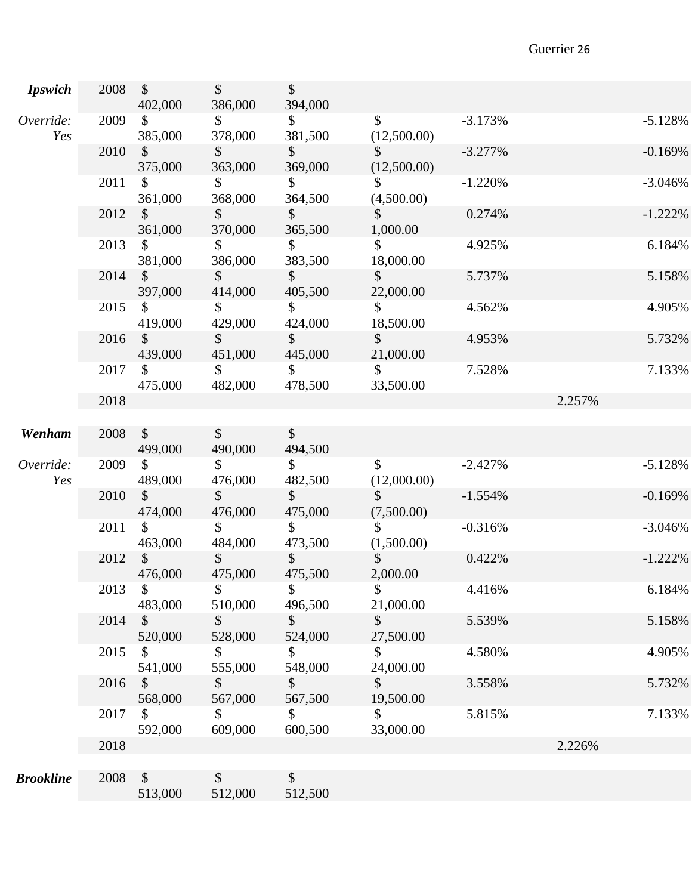| | | | | | | | | |
|---|---|---|---|---|---|---|---|---|
| ***Ipswich*** | 2008 | $ 402,000 | $ 386,000 | $ 394,000 | | | | |
| *Override: Yes* | 2009 | $ 385,000 | $ 378,000 | $ 381,500 | $ (12,500.00) | -3.173% | | -5.128% |
| | 2010 | $ 375,000 | $ 363,000 | $ 369,000 | $ (12,500.00) | -3.277% | | -0.169% |
| | 2011 | $ 361,000 | $ 368,000 | $ 364,500 | $ (4,500.00) | -1.220% | | -3.046% |
| | 2012 | $ 361,000 | $ 370,000 | $ 365,500 | $ 1,000.00 | 0.274% | | -1.222% |
| | 2013 | $ 381,000 | $ 386,000 | $ 383,500 | $ 18,000.00 | 4.925% | | 6.184% |
| | 2014 | $ 397,000 | $ 414,000 | $ 405,500 | $ 22,000.00 | 5.737% | | 5.158% |
| | 2015 | $ 419,000 | $ 429,000 | $ 424,000 | $ 18,500.00 | 4.562% | | 4.905% |
| | 2016 | $ 439,000 | $ 451,000 | $ 445,000 | $ 21,000.00 | 4.953% | | 5.732% |
| | 2017 | $ 475,000 | $ 482,000 | $ 478,500 | $ 33,500.00 | 7.528% | | 7.133% |
| | 2018 | | | | | | 2.257% | |
| | | | | | | | | |
| ***Wenham*** | 2008 | $ 499,000 | $ 490,000 | $ 494,500 | | | | |
| *Override: Yes* | 2009 | $ 489,000 | $ 476,000 | $ 482,500 | $ (12,000.00) | -2.427% | | -5.128% |
| | 2010 | $ 474,000 | $ 476,000 | $ 475,000 | $ (7,500.00) | -1.554% | | -0.169% |
| | 2011 | $ 463,000 | $ 484,000 | $ 473,500 | $ (1,500.00) | -0.316% | | -3.046% |
| | 2012 | $ 476,000 | $ 475,000 | $ 475,500 | $ 2,000.00 | 0.422% | | -1.222% |
| | 2013 | $ 483,000 | $ 510,000 | $ 496,500 | $ 21,000.00 | 4.416% | | 6.184% |
| | 2014 | $ 520,000 | $ 528,000 | $ 524,000 | $ 27,500.00 | 5.539% | | 5.158% |
| | 2015 | $ 541,000 | $ 555,000 | $ 548,000 | $ 24,000.00 | 4.580% | | 4.905% |
| | 2016 | $ 568,000 | $ 567,000 | $ 567,500 | $ 19,500.00 | 3.558% | | 5.732% |
| | 2017 | $ 592,000 | $ 609,000 | $ 600,500 | $ 33,000.00 | 5.815% | | 7.133% |
| | 2018 | | | | | | 2.226% | |
| | | | | | | | | |
| ***Brookline*** | 2008 | $ 513,000 | $ 512,000 | $ 512,500 | | | | |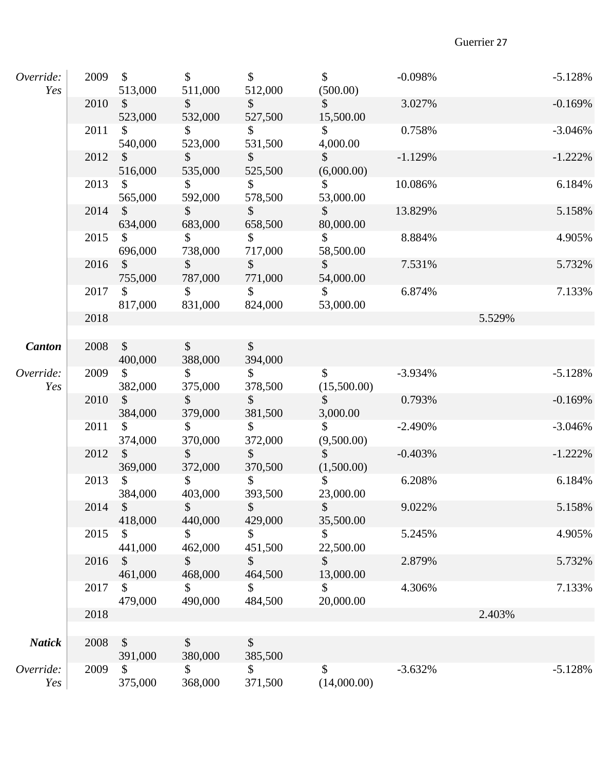| | | | | | | | | |
|---|---|---|---|---|---|---|---|---|
| *Override: Yes* | 2009 | $ 513,000 | $ 511,000 | $ 512,000 | $ (500.00) | -0.098% | | -5.128% |
| | 2010 | $ 523,000 | $ 532,000 | $ 527,500 | $ 15,500.00 | 3.027% | | -0.169% |
| | 2011 | $ 540,000 | $ 523,000 | $ 531,500 | $ 4,000.00 | 0.758% | | -3.046% |
| | 2012 | $ 516,000 | $ 535,000 | $ 525,500 | $ (6,000.00) | -1.129% | | -1.222% |
| | 2013 | $ 565,000 | $ 592,000 | $ 578,500 | $ 53,000.00 | 10.086% | | 6.184% |
| | 2014 | $ 634,000 | $ 683,000 | $ 658,500 | $ 80,000.00 | 13.829% | | 5.158% |
| | 2015 | $ 696,000 | $ 738,000 | $ 717,000 | $ 58,500.00 | 8.884% | | 4.905% |
| | 2016 | $ 755,000 | $ 787,000 | $ 771,000 | $ 54,000.00 | 7.531% | | 5.732% |
| | 2017 | $ 817,000 | $ 831,000 | $ 824,000 | $ 53,000.00 | 6.874% | | 7.133% |
| | 2018 | | | | | | 5.529% | |
| | | | | | | | | |
| ***Canton*** | 2008 | $ 400,000 | $ 388,000 | $ 394,000 | | | | |
| *Override: Yes* | 2009 | $ 382,000 | $ 375,000 | $ 378,500 | $ (15,500.00) | -3.934% | | -5.128% |
| | 2010 | $ 384,000 | $ 379,000 | $ 381,500 | $ 3,000.00 | 0.793% | | -0.169% |
| | 2011 | $ 374,000 | $ 370,000 | $ 372,000 | $ (9,500.00) | -2.490% | | -3.046% |
| | 2012 | $ 369,000 | $ 372,000 | $ 370,500 | $ (1,500.00) | -0.403% | | -1.222% |
| | 2013 | $ 384,000 | $ 403,000 | $ 393,500 | $ 23,000.00 | 6.208% | | 6.184% |
| | 2014 | $ 418,000 | $ 440,000 | $ 429,000 | $ 35,500.00 | 9.022% | | 5.158% |
| | 2015 | $ 441,000 | $ 462,000 | $ 451,500 | $ 22,500.00 | 5.245% | | 4.905% |
| | 2016 | $ 461,000 | $ 468,000 | $ 464,500 | $ 13,000.00 | 2.879% | | 5.732% |
| | 2017 | $ 479,000 | $ 490,000 | $ 484,500 | $ 20,000.00 | 4.306% | | 7.133% |
| | 2018 | | | | | | 2.403% | |
| | | | | | | | | |
| ***Natick*** | 2008 | $ 391,000 | $ 380,000 | $ 385,500 | | | | |
| *Override: Yes* | 2009 | $ 375,000 | $ 368,000 | $ 371,500 | $ (14,000.00) | -3.632% | | -5.128% |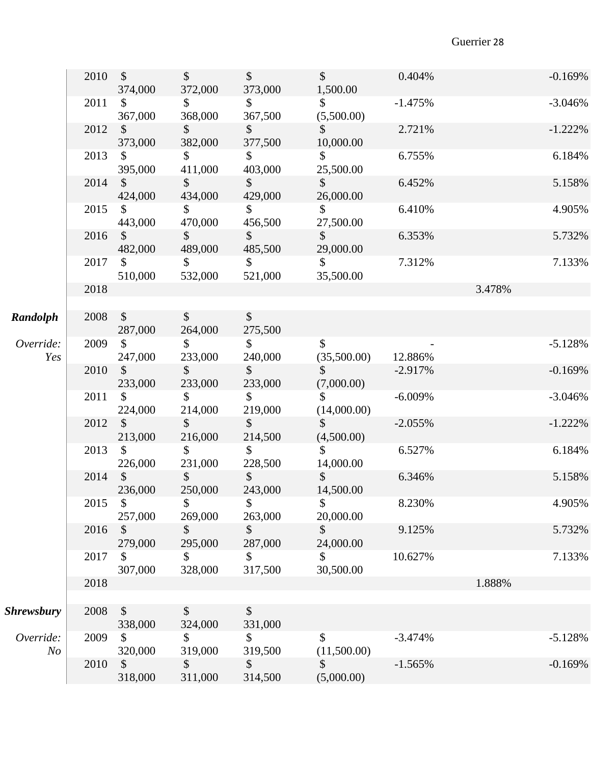| | | | | | | | | |
|---|---|---|---|---|---|---|---|---|
| | 2010 | $ 374,000 | $ 372,000 | $ 373,000 | $ 1,500.00 | 0.404% | | -0.169% |
| | 2011 | $ 367,000 | $ 368,000 | $ 367,500 | $ (5,500.00) | -1.475% | | -3.046% |
| | 2012 | $ 373,000 | $ 382,000 | $ 377,500 | $ 10,000.00 | 2.721% | | -1.222% |
| | 2013 | $ 395,000 | $ 411,000 | $ 403,000 | $ 25,500.00 | 6.755% | | 6.184% |
| | 2014 | $ 424,000 | $ 434,000 | $ 429,000 | $ 26,000.00 | 6.452% | | 5.158% |
| | 2015 | $ 443,000 | $ 470,000 | $ 456,500 | $ 27,500.00 | 6.410% | | 4.905% |
| | 2016 | $ 482,000 | $ 489,000 | $ 485,500 | $ 29,000.00 | 6.353% | | 5.732% |
| | 2017 | $ 510,000 | $ 532,000 | $ 521,000 | $ 35,500.00 | 7.312% | | 7.133% |
| | 2018 | | | | | | 3.478% | |
| | | | | | | | | |
| ***Randolph*** | 2008 | $ 287,000 | $ 264,000 | $ 275,500 | | | | |
| *Override: Yes* | 2009 | $ 247,000 | $ 233,000 | $ 240,000 | $ (35,500.00) | -12.886% | | -5.128% |
| | 2010 | $ 233,000 | $ 233,000 | $ 233,000 | $ (7,000.00) | -2.917% | | -0.169% |
| | 2011 | $ 224,000 | $ 214,000 | $ 219,000 | $ (14,000.00) | -6.009% | | -3.046% |
| | 2012 | $ 213,000 | $ 216,000 | $ 214,500 | $ (4,500.00) | -2.055% | | -1.222% |
| | 2013 | $ 226,000 | $ 231,000 | $ 228,500 | $ 14,000.00 | 6.527% | | 6.184% |
| | 2014 | $ 236,000 | $ 250,000 | $ 243,000 | $ 14,500.00 | 6.346% | | 5.158% |
| | 2015 | $ 257,000 | $ 269,000 | $ 263,000 | $ 20,000.00 | 8.230% | | 4.905% |
| | 2016 | $ 279,000 | $ 295,000 | $ 287,000 | $ 24,000.00 | 9.125% | | 5.732% |
| | 2017 | $ 307,000 | $ 328,000 | $ 317,500 | $ 30,500.00 | 10.627% | | 7.133% |
| | 2018 | | | | | | 1.888% | |
| | | | | | | | | |
| ***Shrewsbury*** | 2008 | $ 338,000 | $ 324,000 | $ 331,000 | | | | |
| *Override: No* | 2009 | $ 320,000 | $ 319,000 | $ 319,500 | $ (11,500.00) | -3.474% | | -5.128% |
| | 2010 | $ 318,000 | $ 311,000 | $ 314,500 | $ (5,000.00) | -1.565% | | -0.169% |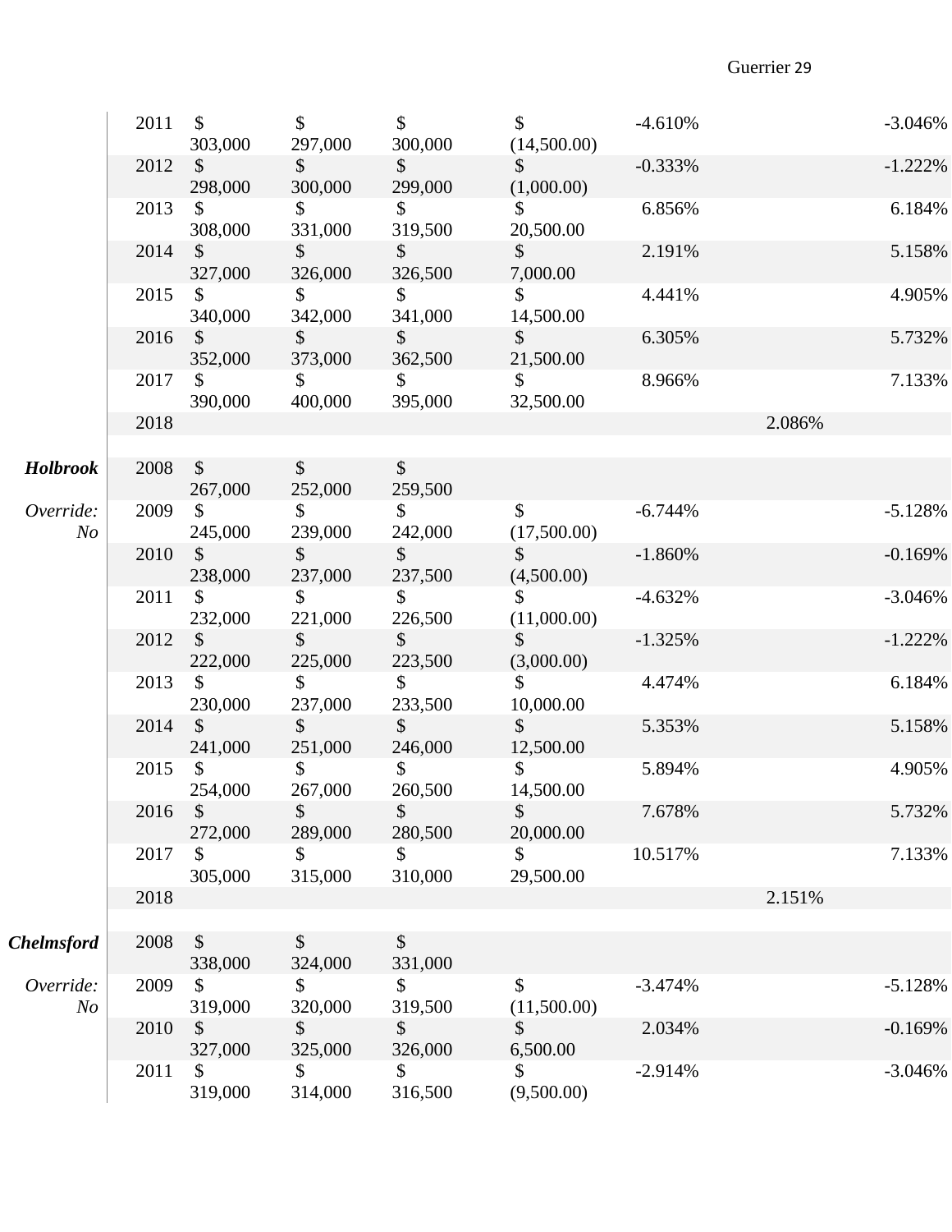| | | | | | | | | |
|---|---|---|---|---|---|---|---|---|
| | 2011 | $ 303,000 | $ 297,000 | $ 300,000 | $ (14,500.00) | -4.610% | | -3.046% |
| | 2012 | $ 298,000 | $ 300,000 | $ 299,000 | $ (1,000.00) | -0.333% | | -1.222% |
| | 2013 | $ 308,000 | $ 331,000 | $ 319,500 | $ 20,500.00 | 6.856% | | 6.184% |
| | 2014 | $ 327,000 | $ 326,000 | $ 326,500 | $ 7,000.00 | 2.191% | | 5.158% |
| | 2015 | $ 340,000 | $ 342,000 | $ 341,000 | $ 14,500.00 | 4.441% | | 4.905% |
| | 2016 | $ 352,000 | $ 373,000 | $ 362,500 | $ 21,500.00 | 6.305% | | 5.732% |
| | 2017 | $ 390,000 | $ 400,000 | $ 395,000 | $ 32,500.00 | 8.966% | | 7.133% |
| | 2018 | | | | | | 2.086% | |
| | | | | | | | | |
| ***Holbrook*** | 2008 | $ 267,000 | $ 252,000 | $ 259,500 | | | | |
| *Override: No* | 2009 | $ 245,000 | $ 239,000 | $ 242,000 | $ (17,500.00) | -6.744% | | -5.128% |
| | 2010 | $ 238,000 | $ 237,000 | $ 237,500 | $ (4,500.00) | -1.860% | | -0.169% |
| | 2011 | $ 232,000 | $ 221,000 | $ 226,500 | $ (11,000.00) | -4.632% | | -3.046% |
| | 2012 | $ 222,000 | $ 225,000 | $ 223,500 | $ (3,000.00) | -1.325% | | -1.222% |
| | 2013 | $ 230,000 | $ 237,000 | $ 233,500 | $ 10,000.00 | 4.474% | | 6.184% |
| | 2014 | $ 241,000 | $ 251,000 | $ 246,000 | $ 12,500.00 | 5.353% | | 5.158% |
| | 2015 | $ 254,000 | $ 267,000 | $ 260,500 | $ 14,500.00 | 5.894% | | 4.905% |
| | 2016 | $ 272,000 | $ 289,000 | $ 280,500 | $ 20,000.00 | 7.678% | | 5.732% |
| | 2017 | $ 305,000 | $ 315,000 | $ 310,000 | $ 29,500.00 | 10.517% | | 7.133% |
| | 2018 | | | | | | 2.151% | |
| | | | | | | | | |
| ***Chelmsford*** | 2008 | $ 338,000 | $ 324,000 | $ 331,000 | | | | |
| *Override: No* | 2009 | $ 319,000 | $ 320,000 | $ 319,500 | $ (11,500.00) | -3.474% | | -5.128% |
| | 2010 | $ 327,000 | $ 325,000 | $ 326,000 | $ 6,500.00 | 2.034% | | -0.169% |
| | 2011 | $ 319,000 | $ 314,000 | $ 316,500 | $ (9,500.00) | -2.914% | | -3.046% |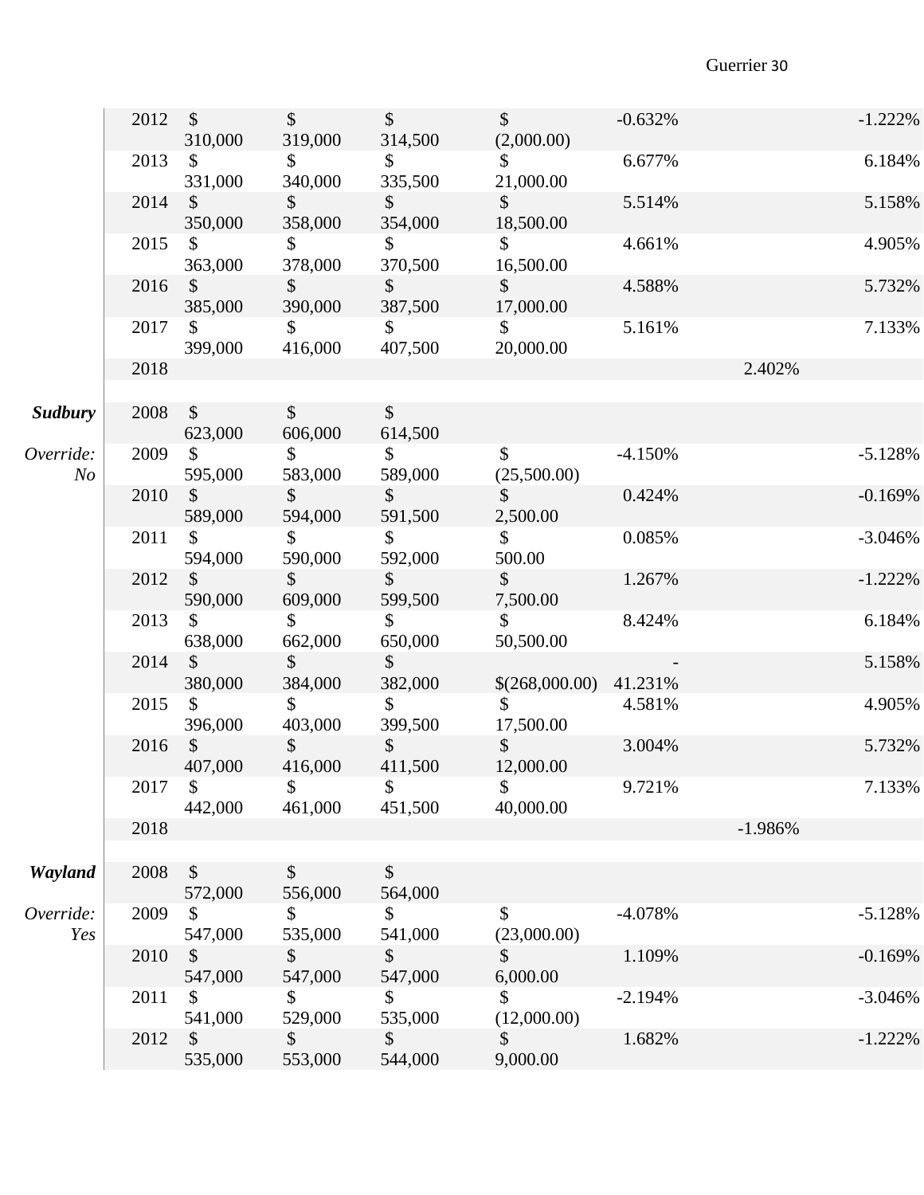| | | | | | | | | |
|---|---|---|---|---|---|---|---|---|
| | 2012 | $ 310,000 | $ 319,000 | $ 314,500 | $ (2,000.00) | -0.632% | | -1.222% |
| | 2013 | $ 331,000 | $ 340,000 | $ 335,500 | $ 21,000.00 | 6.677% | | 6.184% |
| | 2014 | $ 350,000 | $ 358,000 | $ 354,000 | $ 18,500.00 | 5.514% | | 5.158% |
| | 2015 | $ 363,000 | $ 378,000 | $ 370,500 | $ 16,500.00 | 4.661% | | 4.905% |
| | 2016 | $ 385,000 | $ 390,000 | $ 387,500 | $ 17,000.00 | 4.588% | | 5.732% |
| | 2017 | $ 399,000 | $ 416,000 | $ 407,500 | $ 20,000.00 | 5.161% | | 7.133% |
| | 2018 | | | | | | 2.402% | |
| | | | | | | | | |
| ***Sudbury*** | 2008 | $ 623,000 | $ 606,000 | $ 614,500 | | | | |
| *Override: No* | 2009 | $ 595,000 | $ 583,000 | $ 589,000 | $ (25,500.00) | -4.150% | | -5.128% |
| | 2010 | $ 589,000 | $ 594,000 | $ 591,500 | $ 2,500.00 | 0.424% | | -0.169% |
| | 2011 | $ 594,000 | $ 590,000 | $ 592,000 | $ 500.00 | 0.085% | | -3.046% |
| | 2012 | $ 590,000 | $ 609,000 | $ 599,500 | $ 7,500.00 | 1.267% | | -1.222% |
| | 2013 | $ 638,000 | $ 662,000 | $ 650,000 | $ 50,500.00 | 8.424% | | 6.184% |
| | 2014 | $ 380,000 | $ 384,000 | $ 382,000 | $(268,000.00) | -41.231% | | 5.158% |
| | 2015 | $ 396,000 | $ 403,000 | $ 399,500 | $ 17,500.00 | 4.581% | | 4.905% |
| | 2016 | $ 407,000 | $ 416,000 | $ 411,500 | $ 12,000.00 | 3.004% | | 5.732% |
| | 2017 | $ 442,000 | $ 461,000 | $ 451,500 | $ 40,000.00 | 9.721% | | 7.133% |
| | 2018 | | | | | | -1.986% | |
| | | | | | | | | |
| ***Wayland*** | 2008 | $ 572,000 | $ 556,000 | $ 564,000 | | | | |
| *Override: Yes* | 2009 | $ 547,000 | $ 535,000 | $ 541,000 | $ (23,000.00) | -4.078% | | -5.128% |
| | 2010 | $ 547,000 | $ 547,000 | $ 547,000 | $ 6,000.00 | 1.109% | | -0.169% |
| | 2011 | $ 541,000 | $ 529,000 | $ 535,000 | $ (12,000.00) | -2.194% | | -3.046% |
| | 2012 | $ 535,000 | $ 553,000 | $ 544,000 | $ 9,000.00 | 1.682% | | -1.222% |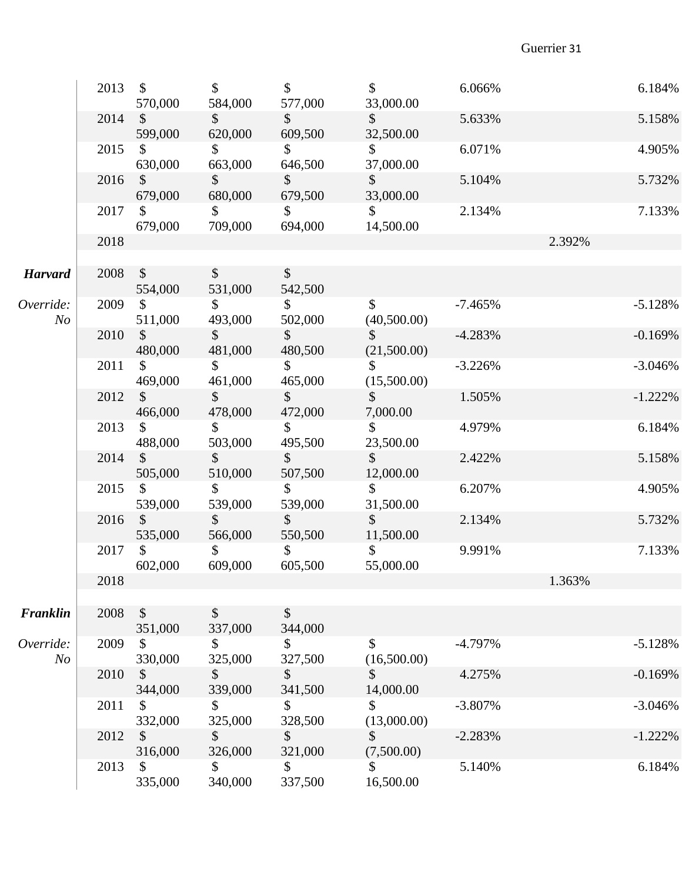| | | | | | | | | |
|---|---|---|---|---|---|---|---|---|
| | 2013 | $ 570,000 | $ 584,000 | $ 577,000 | $ 33,000.00 | 6.066% | | 6.184% |
| | 2014 | $ 599,000 | $ 620,000 | $ 609,500 | $ 32,500.00 | 5.633% | | 5.158% |
| | 2015 | $ 630,000 | $ 663,000 | $ 646,500 | $ 37,000.00 | 6.071% | | 4.905% |
| | 2016 | $ 679,000 | $ 680,000 | $ 679,500 | $ 33,000.00 | 5.104% | | 5.732% |
| | 2017 | $ 679,000 | $ 709,000 | $ 694,000 | $ 14,500.00 | 2.134% | | 7.133% |
| | 2018 | | | | | | 2.392% | |
| | | | | | | | | |
| ***Harvard*** | 2008 | $ 554,000 | $ 531,000 | $ 542,500 | | | | |
| *Override: No* | 2009 | $ 511,000 | $ 493,000 | $ 502,000 | $ (40,500.00) | -7.465% | | -5.128% |
| | 2010 | $ 480,000 | $ 481,000 | $ 480,500 | $ (21,500.00) | -4.283% | | -0.169% |
| | 2011 | $ 469,000 | $ 461,000 | $ 465,000 | $ (15,500.00) | -3.226% | | -3.046% |
| | 2012 | $ 466,000 | $ 478,000 | $ 472,000 | $ 7,000.00 | 1.505% | | -1.222% |
| | 2013 | $ 488,000 | $ 503,000 | $ 495,500 | $ 23,500.00 | 4.979% | | 6.184% |
| | 2014 | $ 505,000 | $ 510,000 | $ 507,500 | $ 12,000.00 | 2.422% | | 5.158% |
| | 2015 | $ 539,000 | $ 539,000 | $ 539,000 | $ 31,500.00 | 6.207% | | 4.905% |
| | 2016 | $ 535,000 | $ 566,000 | $ 550,500 | $ 11,500.00 | 2.134% | | 5.732% |
| | 2017 | $ 602,000 | $ 609,000 | $ 605,500 | $ 55,000.00 | 9.991% | | 7.133% |
| | 2018 | | | | | | 1.363% | |
| | | | | | | | | |
| ***Franklin*** | 2008 | $ 351,000 | $ 337,000 | $ 344,000 | | | | |
| *Override: No* | 2009 | $ 330,000 | $ 325,000 | $ 327,500 | $ (16,500.00) | -4.797% | | -5.128% |
| | 2010 | $ 344,000 | $ 339,000 | $ 341,500 | $ 14,000.00 | 4.275% | | -0.169% |
| | 2011 | $ 332,000 | $ 325,000 | $ 328,500 | $ (13,000.00) | -3.807% | | -3.046% |
| | 2012 | $ 316,000 | $ 326,000 | $ 321,000 | $ (7,500.00) | -2.283% | | -1.222% |
| | 2013 | $ 335,000 | $ 340,000 | $ 337,500 | $ 16,500.00 | 5.140% | | 6.184% |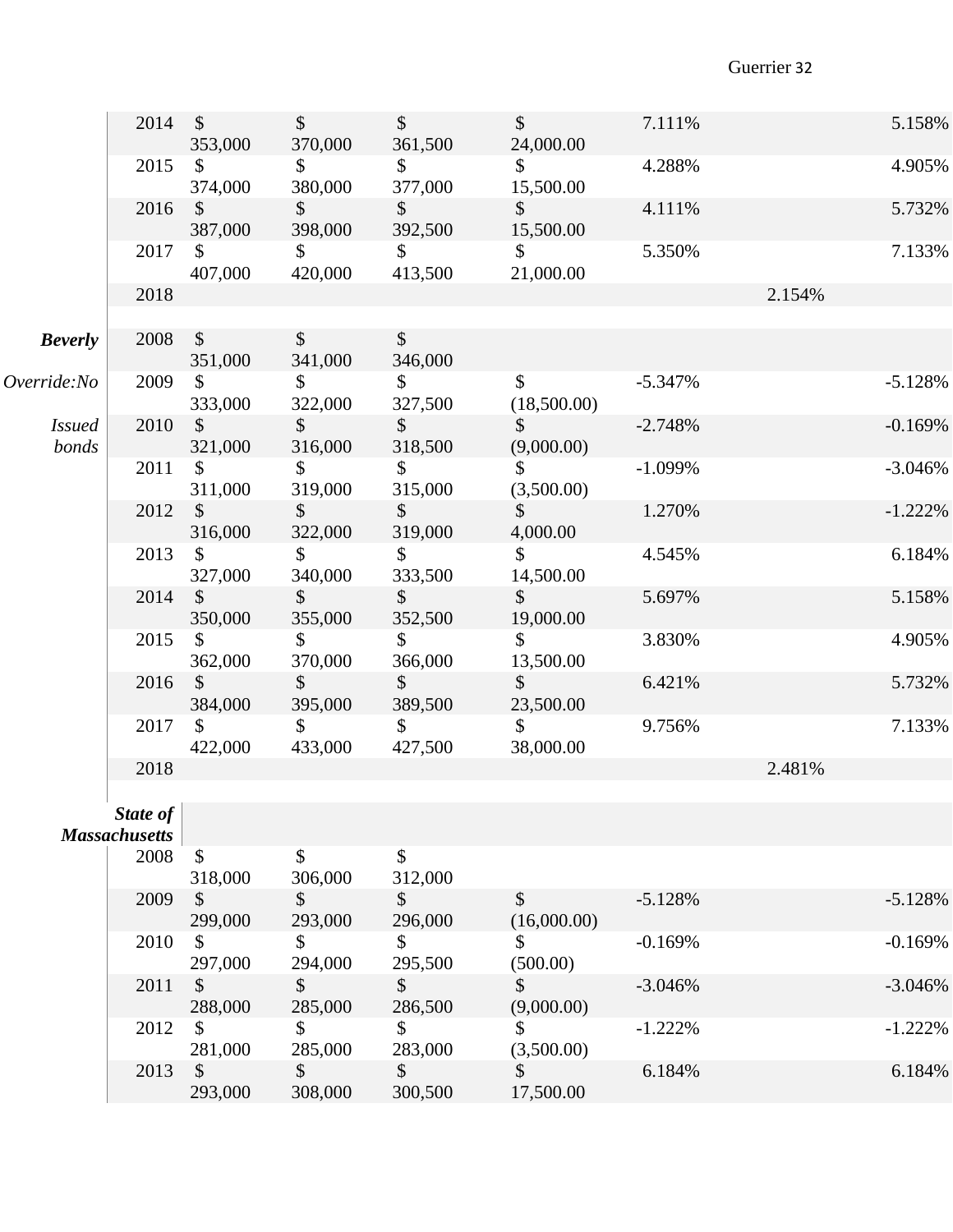| | | | | | | | | |
|---|---|---|---|---|---|---|---|---|
| | 2014 | $ 353,000 | $ 370,000 | $ 361,500 | $ 24,000.00 | 7.111% | | 5.158% |
| | 2015 | $ 374,000 | $ 380,000 | $ 377,000 | $ 15,500.00 | 4.288% | | 4.905% |
| | 2016 | $ 387,000 | $ 398,000 | $ 392,500 | $ 15,500.00 | 4.111% | | 5.732% |
| | 2017 | $ 407,000 | $ 420,000 | $ 413,500 | $ 21,000.00 | 5.350% | | 7.133% |
| | 2018 | | | | | | 2.154% | |
| | | | | | | | | |
| ***Beverly*** | 2008 | $ 351,000 | $ 341,000 | $ 346,000 | | | | |
| *Override:No* | 2009 | $ 333,000 | $ 322,000 | $ 327,500 | $ (18,500.00) | -5.347% | | -5.128% |
| *Issued bonds* | 2010 | $ 321,000 | $ 316,000 | $ 318,500 | $ (9,000.00) | -2.748% | | -0.169% |
| | 2011 | $ 311,000 | $ 319,000 | $ 315,000 | $ (3,500.00) | -1.099% | | -3.046% |
| | 2012 | $ 316,000 | $ 322,000 | $ 319,000 | $ 4,000.00 | 1.270% | | -1.222% |
| | 2013 | $ 327,000 | $ 340,000 | $ 333,500 | $ 14,500.00 | 4.545% | | 6.184% |
| | 2014 | $ 350,000 | $ 355,000 | $ 352,500 | $ 19,000.00 | 5.697% | | 5.158% |
| | 2015 | $ 362,000 | $ 370,000 | $ 366,000 | $ 13,500.00 | 3.830% | | 4.905% |
| | 2016 | $ 384,000 | $ 395,000 | $ 389,500 | $ 23,500.00 | 6.421% | | 5.732% |
| | 2017 | $ 422,000 | $ 433,000 | $ 427,500 | $ 38,000.00 | 9.756% | | 7.133% |
| | 2018 | | | | | | 2.481% | |
| | | | | | | | | |
| ***State of Massachusetts*** | | | | | | | | |
| | 2008 | $ 318,000 | $ 306,000 | $ 312,000 | | | | |
| | 2009 | $ 299,000 | $ 293,000 | $ 296,000 | $ (16,000.00) | -5.128% | | -5.128% |
| | 2010 | $ 297,000 | $ 294,000 | $ 295,500 | $ (500.00) | -0.169% | | -0.169% |
| | 2011 | $ 288,000 | $ 285,000 | $ 286,500 | $ (9,000.00) | -3.046% | | -3.046% |
| | 2012 | $ 281,000 | $ 285,000 | $ 283,000 | $ (3,500.00) | -1.222% | | -1.222% |
| | 2013 | $ 293,000 | $ 308,000 | $ 300,500 | $ 17,500.00 | 6.184% | | 6.184% |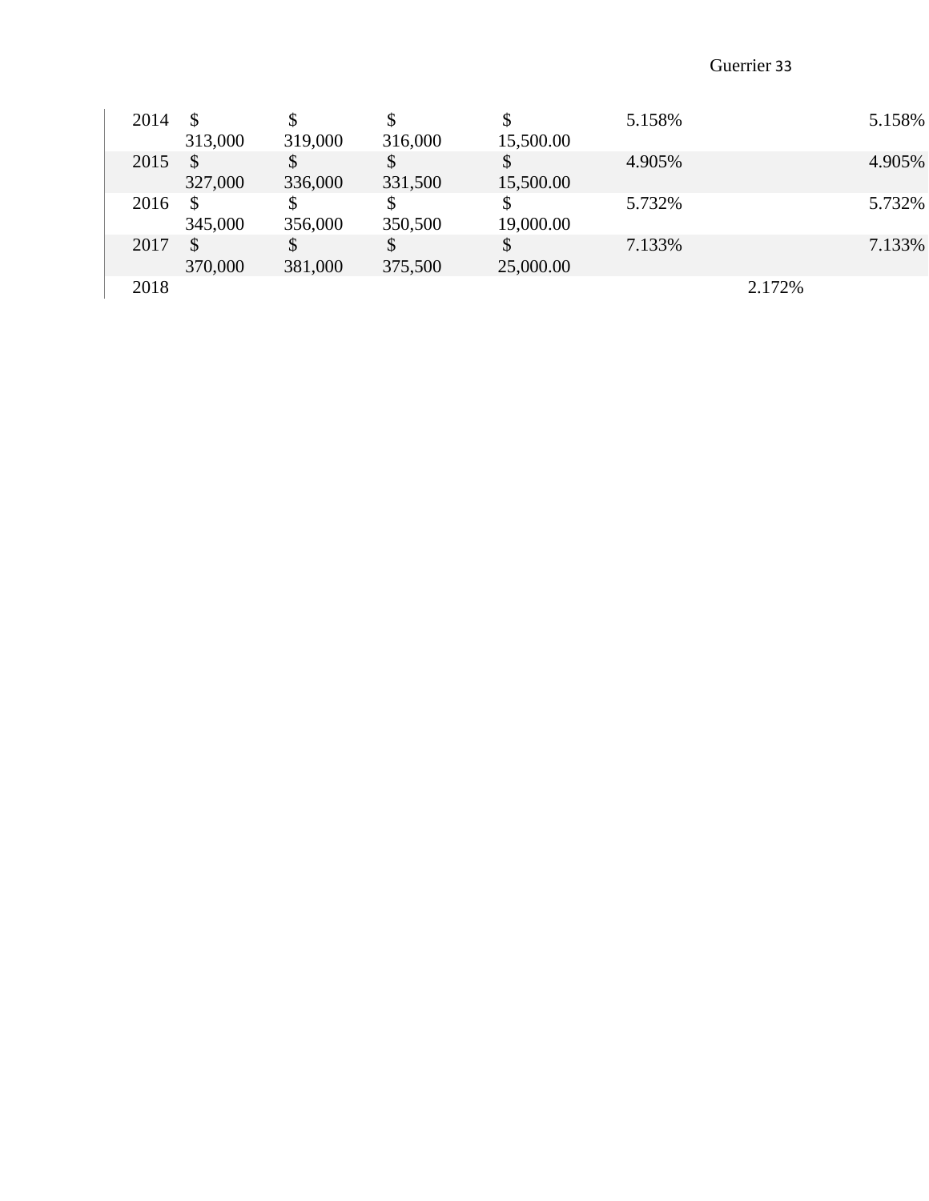| | | | | | | | |
|---|---|---|---|---|---|---|---|
| 2014 | $ 313,000 | $ 319,000 | $ 316,000 | $ 15,500.00 | 5.158% | | 5.158% |
| 2015 | $ 327,000 | $ 336,000 | $ 331,500 | $ 15,500.00 | 4.905% | | 4.905% |
| 2016 | $ 345,000 | $ 356,000 | $ 350,500 | $ 19,000.00 | 5.732% | | 5.732% |
| 2017 | $ 370,000 | $ 381,000 | $ 375,500 | $ 25,000.00 | 7.133% | | 7.133% |
| 2018 | | | | | | 2.172% | |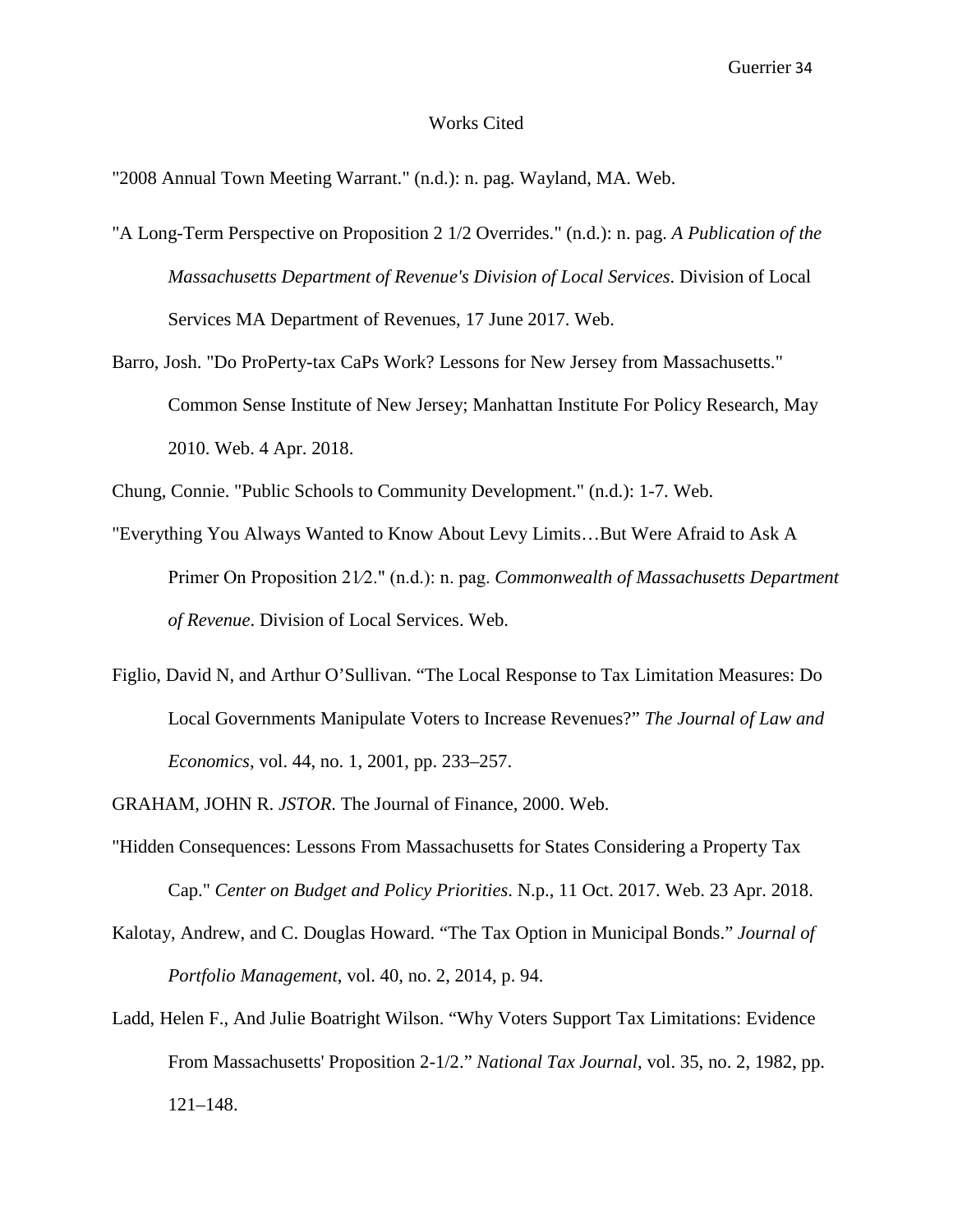# Works Cited

"2008 Annual Town Meeting Warrant." (n.d.): n. pag. Wayland, MA. Web.

"A Long-Term Perspective on Proposition 2 1/2 Overrides." (n.d.): n. pag. *A Publication of the Massachusetts Department of Revenue's Division of Local Services*. Division of Local Services MA Department of Revenues, 17 June 2017. Web.

Barro, Josh. "Do ProPerty-tax CaPs Work? Lessons for New Jersey from Massachusetts." Common Sense Institute of New Jersey; Manhattan Institute For Policy Research, May 2010. Web. 4 Apr. 2018.

Chung, Connie. "Public Schools to Community Development." (n.d.): 1-7. Web.

"Everything You Always Wanted to Know About Levy Limits…But Were Afraid to Ask A Primer On Proposition 21⁄2." (n.d.): n. pag. *Commonwealth of Massachusetts Department of Revenue*. Division of Local Services. Web.

Figlio, David N, and Arthur O'Sullivan. "The Local Response to Tax Limitation Measures: Do Local Governments Manipulate Voters to Increase Revenues?" *The Journal of Law and Economics*, vol. 44, no. 1, 2001, pp. 233–257.

GRAHAM, JOHN R. *JSTOR*. The Journal of Finance, 2000. Web.

"Hidden Consequences: Lessons From Massachusetts for States Considering a Property Tax Cap." *Center on Budget and Policy Priorities*. N.p., 11 Oct. 2017. Web. 23 Apr. 2018.

Kalotay, Andrew, and C. Douglas Howard. "The Tax Option in Municipal Bonds." *Journal of Portfolio Management*, vol. 40, no. 2, 2014, p. 94.

Ladd, Helen F., And Julie Boatright Wilson. "Why Voters Support Tax Limitations: Evidence From Massachusetts' Proposition 2-1/2." *National Tax Journal*, vol. 35, no. 2, 1982, pp. 121–148.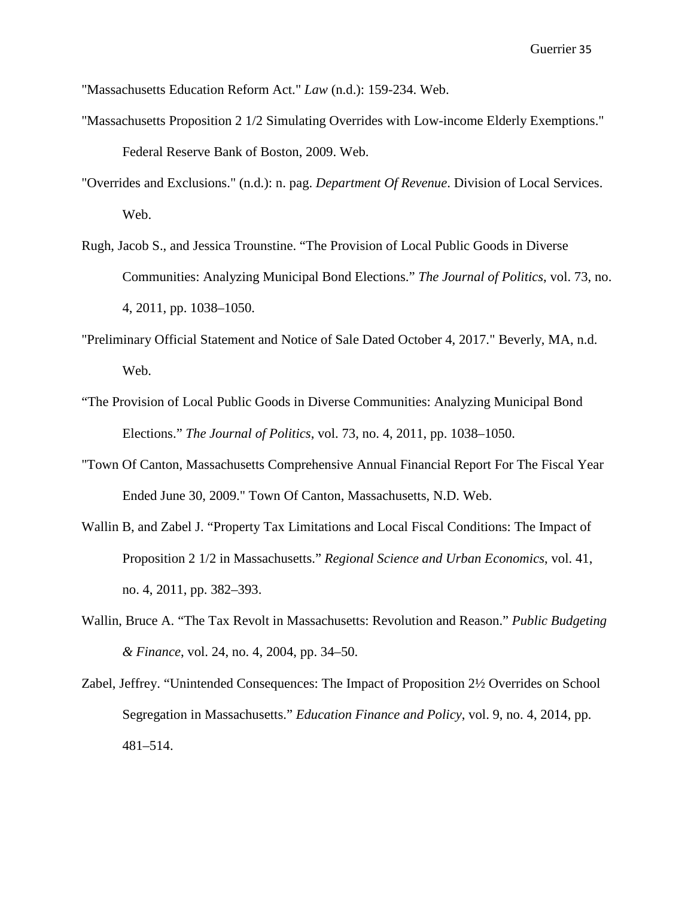"Massachusetts Education Reform Act." *Law* (n.d.): 159-234. Web.

"Massachusetts Proposition 2 1/2 Simulating Overrides with Low-income Elderly Exemptions." Federal Reserve Bank of Boston, 2009. Web.

"Overrides and Exclusions." (n.d.): n. pag. *Department Of Revenue*. Division of Local Services. Web.

Rugh, Jacob S., and Jessica Trounstine. "The Provision of Local Public Goods in Diverse Communities: Analyzing Municipal Bond Elections." *The Journal of Politics*, vol. 73, no. 4, 2011, pp. 1038–1050.

"Preliminary Official Statement and Notice of Sale Dated October 4, 2017." Beverly, MA, n.d. Web.

"The Provision of Local Public Goods in Diverse Communities: Analyzing Municipal Bond Elections." *The Journal of Politics*, vol. 73, no. 4, 2011, pp. 1038–1050.

"Town Of Canton, Massachusetts Comprehensive Annual Financial Report For The Fiscal Year Ended June 30, 2009." Town Of Canton, Massachusetts, N.D. Web.

Wallin B, and Zabel J. "Property Tax Limitations and Local Fiscal Conditions: The Impact of Proposition 2 1/2 in Massachusetts." *Regional Science and Urban Economics*, vol. 41, no. 4, 2011, pp. 382–393.

Wallin, Bruce A. "The Tax Revolt in Massachusetts: Revolution and Reason." *Public Budgeting & Finance*, vol. 24, no. 4, 2004, pp. 34–50.

Zabel, Jeffrey. "Unintended Consequences: The Impact of Proposition 2½ Overrides on School Segregation in Massachusetts." *Education Finance and Policy*, vol. 9, no. 4, 2014, pp. 481–514.